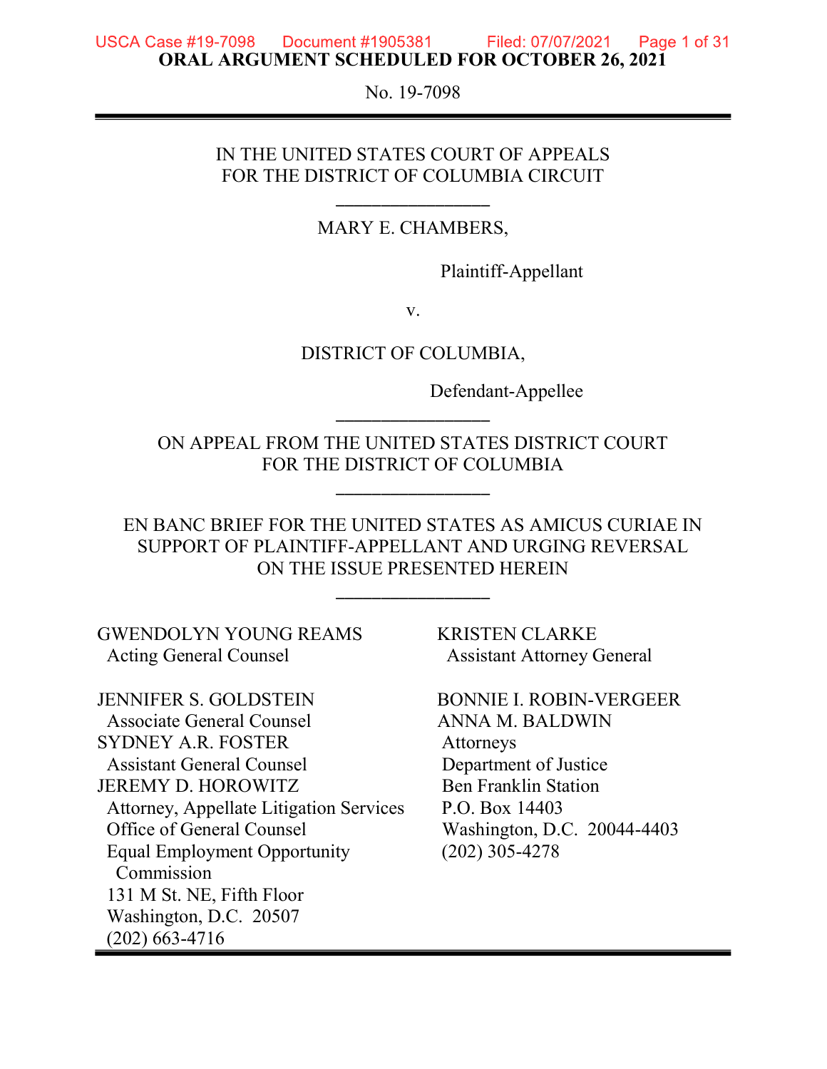**ORAL ARGUMENT SCHEDULED FOR OCTOBER 26, 2021**

No. 19-7098

IN THE UNITED STATES COURT OF APPEALS
FOR THE DISTRICT OF COLUMBIA CIRCUIT

\_\_\_\_\_\_\_\_\_\_\_\_\_\_\_\_

MARY E. CHAMBERS,

Plaintiff-Appellant

v.

DISTRICT OF COLUMBIA,

Defendant-Appellee

\_\_\_\_\_\_\_\_\_\_\_\_\_\_\_\_

ON APPEAL FROM THE UNITED STATES DISTRICT COURT
FOR THE DISTRICT OF COLUMBIA

\_\_\_\_\_\_\_\_\_\_\_\_\_\_\_\_

EN BANC BRIEF FOR THE UNITED STATES AS AMICUS CURIAE IN SUPPORT OF PLAINTIFF-APPELLANT AND URGING REVERSAL ON THE ISSUE PRESENTED HEREIN

\_\_\_\_\_\_\_\_\_\_\_\_\_\_\_\_

GWENDOLYN YOUNG REAMS
Acting General Counsel

JENNIFER S. GOLDSTEIN
Associate General Counsel
SYDNEY A.R. FOSTER
Assistant General Counsel
JEREMY D. HOROWITZ
Attorney, Appellate Litigation Services
Office of General Counsel
Equal Employment Opportunity Commission
131 M St. NE, Fifth Floor
Washington, D.C. 20507
(202) 663-4716

KRISTEN CLARKE
Assistant Attorney General

BONNIE I. ROBIN-VERGEER
ANNA M. BALDWIN
Attorneys
Department of Justice
Ben Franklin Station
P.O. Box 14403
Washington, D.C. 20044-4403
(202) 305-4278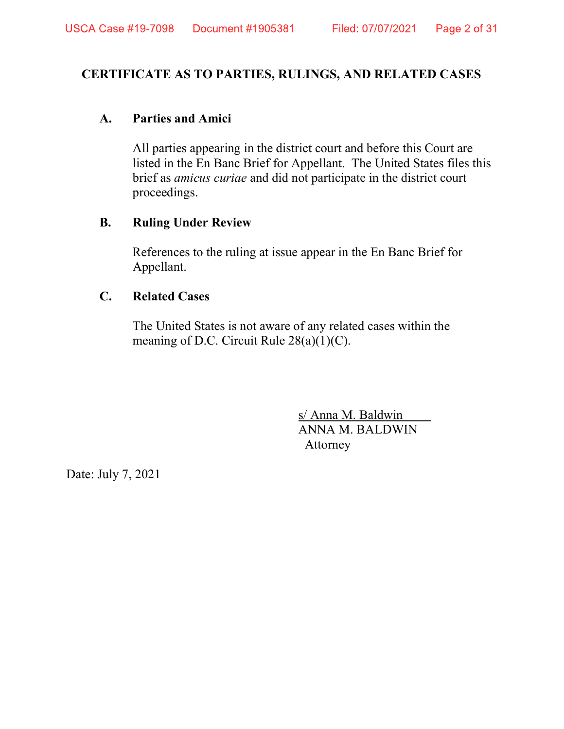# CERTIFICATE AS TO PARTIES, RULINGS, AND RELATED CASES

## A. Parties and Amici

All parties appearing in the district court and before this Court are listed in the En Banc Brief for Appellant. The United States files this brief as *amicus curiae* and did not participate in the district court proceedings.

## B. Ruling Under Review

References to the ruling at issue appear in the En Banc Brief for Appellant.

## C. Related Cases

The United States is not aware of any related cases within the meaning of D.C. Circuit Rule 28(a)(1)(C).

s/ Anna M. Baldwin
ANNA M. BALDWIN
Attorney

Date: July 7, 2021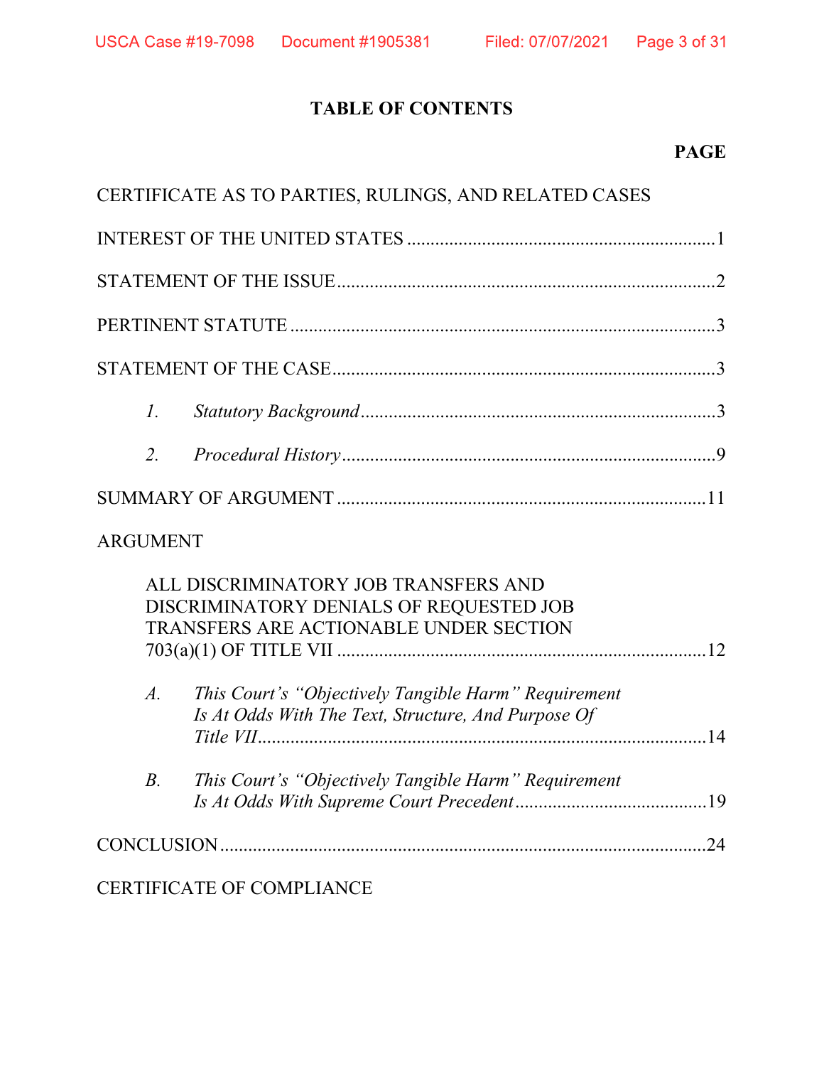# TABLE OF CONTENTS

| | PAGE |
|---|---|
| CERTIFICATE AS TO PARTIES, RULINGS, AND RELATED CASES | |
| INTEREST OF THE UNITED STATES | 1 |
| STATEMENT OF THE ISSUE | 2 |
| PERTINENT STATUTE | 3 |
| STATEMENT OF THE CASE | 3 |
| *1. Statutory Background* | 3 |
| *2. Procedural History* | 9 |
| SUMMARY OF ARGUMENT | 11 |
| ARGUMENT | |
| ALL DISCRIMINATORY JOB TRANSFERS AND DISCRIMINATORY DENIALS OF REQUESTED JOB TRANSFERS ARE ACTIONABLE UNDER SECTION 703(a)(1) OF TITLE VII | 12 |
| *A. This Court's "Objectively Tangible Harm" Requirement Is At Odds With The Text, Structure, And Purpose Of Title VII* | 14 |
| *B. This Court's "Objectively Tangible Harm" Requirement Is At Odds With Supreme Court Precedent* | 19 |
| CONCLUSION | 24 |
| CERTIFICATE OF COMPLIANCE | |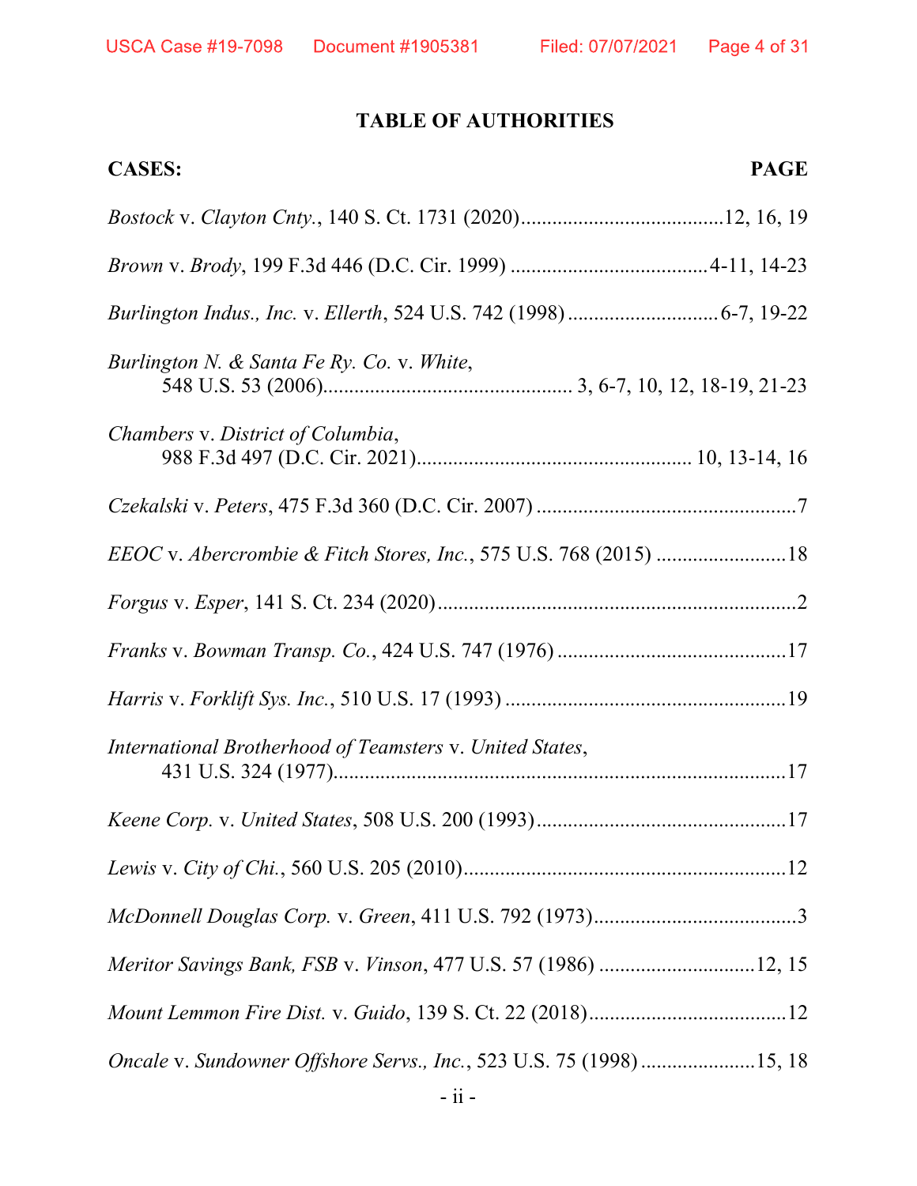## TABLE OF AUTHORITIES

| CASES: | PAGE |
|---|---|
| *Bostock* v. *Clayton Cnty.*, 140 S. Ct. 1731 (2020) | 12, 16, 19 |
| *Brown* v. *Brody*, 199 F.3d 446 (D.C. Cir. 1999) | 4-11, 14-23 |
| *Burlington Indus., Inc.* v. *Ellerth*, 524 U.S. 742 (1998) | 6-7, 19-22 |
| *Burlington N. & Santa Fe Ry. Co.* v. *White*, 548 U.S. 53 (2006) | 3, 6-7, 10, 12, 18-19, 21-23 |
| *Chambers* v. *District of Columbia*, 988 F.3d 497 (D.C. Cir. 2021) | 10, 13-14, 16 |
| *Czekalski* v. *Peters*, 475 F.3d 360 (D.C. Cir. 2007) | 7 |
| *EEOC* v. *Abercrombie & Fitch Stores, Inc.*, 575 U.S. 768 (2015) | 18 |
| *Forgus* v. *Esper*, 141 S. Ct. 234 (2020) | 2 |
| *Franks* v. *Bowman Transp. Co.*, 424 U.S. 747 (1976) | 17 |
| *Harris* v. *Forklift Sys. Inc.*, 510 U.S. 17 (1993) | 19 |
| *International Brotherhood of Teamsters* v. *United States*, 431 U.S. 324 (1977) | 17 |
| *Keene Corp.* v. *United States*, 508 U.S. 200 (1993) | 17 |
| *Lewis* v. *City of Chi.*, 560 U.S. 205 (2010) | 12 |
| *McDonnell Douglas Corp.* v. *Green*, 411 U.S. 792 (1973) | 3 |
| *Meritor Savings Bank, FSB* v. *Vinson*, 477 U.S. 57 (1986) | 12, 15 |
| *Mount Lemmon Fire Dist.* v. *Guido*, 139 S. Ct. 22 (2018) | 12 |
| *Oncale* v. *Sundowner Offshore Servs., Inc.*, 523 U.S. 75 (1998) | 15, 18 |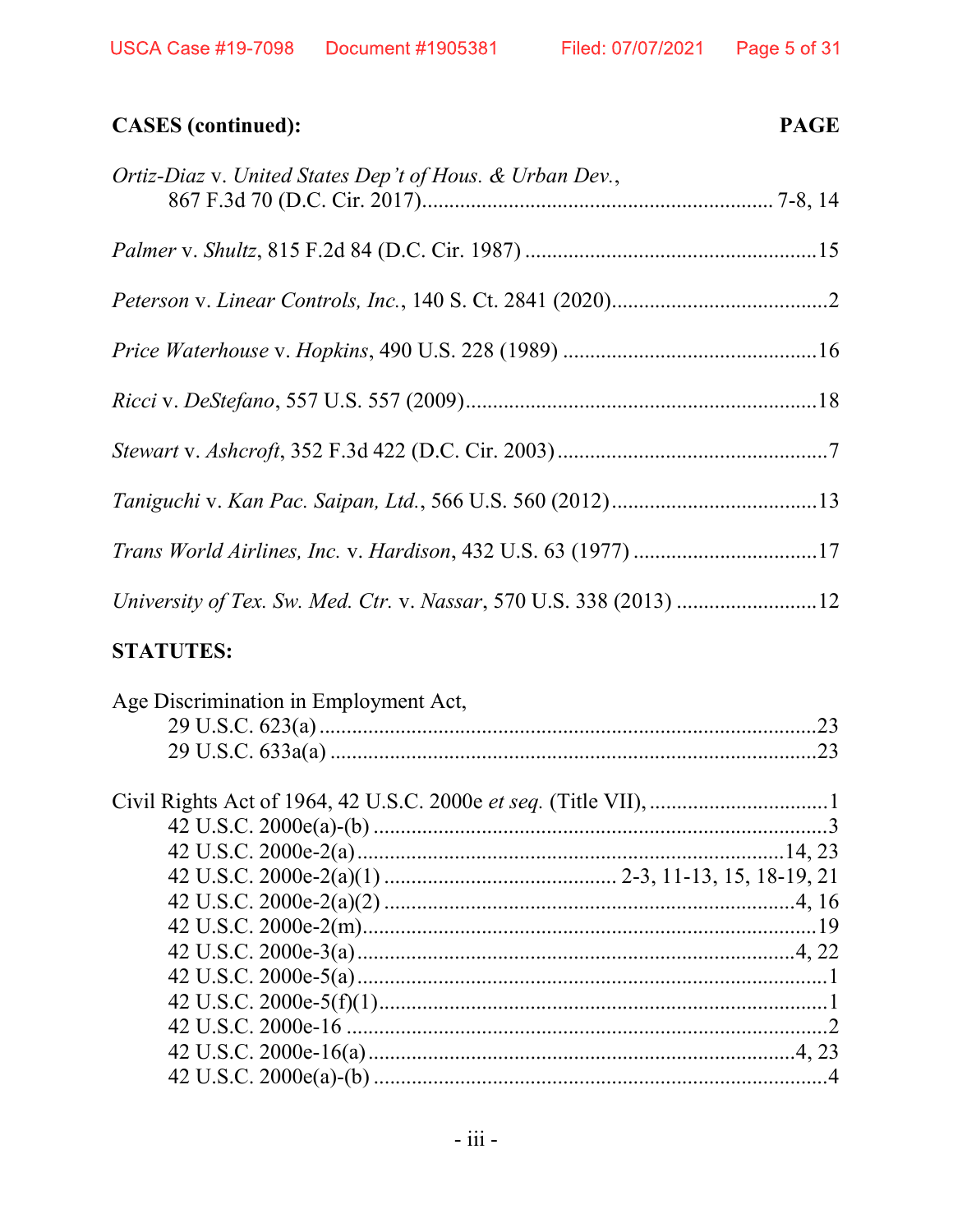**CASES (continued):** **PAGE**

*Ortiz-Diaz* v. *United States Dep't of Hous. & Urban Dev.*, 867 F.3d 70 (D.C. Cir. 2017)................................................................ 7-8, 14

*Palmer* v. *Shultz*, 815 F.2d 84 (D.C. Cir. 1987) .....................................................15

*Peterson* v. *Linear Controls, Inc.*, 140 S. Ct. 2841 (2020)........................................2

*Price Waterhouse* v. *Hopkins*, 490 U.S. 228 (1989) ...............................................16

*Ricci* v. *DeStefano*, 557 U.S. 557 (2009)................................................................18

*Stewart* v. *Ashcroft*, 352 F.3d 422 (D.C. Cir. 2003)..................................................7

*Taniguchi* v. *Kan Pac. Saipan, Ltd.*, 566 U.S. 560 (2012)......................................13

*Trans World Airlines, Inc.* v. *Hardison*, 432 U.S. 63 (1977) .................................17

*University of Tex. Sw. Med. Ctr.* v. *Nassar*, 570 U.S. 338 (2013) ..........................12

**STATUTES:**

Age Discrimination in Employment Act,
- 29 U.S.C. 623(a) ..........................................................................................23
- 29 U.S.C. 633a(a) ........................................................................................23

Civil Rights Act of 1964, 42 U.S.C. 2000e *et seq.* (Title VII), ................................1
- 42 U.S.C. 2000e(a)-(b) ...................................................................................3
- 42 U.S.C. 2000e-2(a)...............................................................................14, 23
- 42 U.S.C. 2000e-2(a)(1) ........................................... 2-3, 11-13, 15, 18-19, 21
- 42 U.S.C. 2000e-2(a)(2) ..............................................................................4, 16
- 42 U.S.C. 2000e-2(m)....................................................................................19
- 42 U.S.C. 2000e-3(a)..................................................................................4, 22
- 42 U.S.C. 2000e-5(a).......................................................................................1
- 42 U.S.C. 2000e-5(f)(1)...................................................................................1
- 42 U.S.C. 2000e-16 .........................................................................................2
- 42 U.S.C. 2000e-16(a)................................................................................4, 23
- 42 U.S.C. 2000e(a)-(b) ...................................................................................4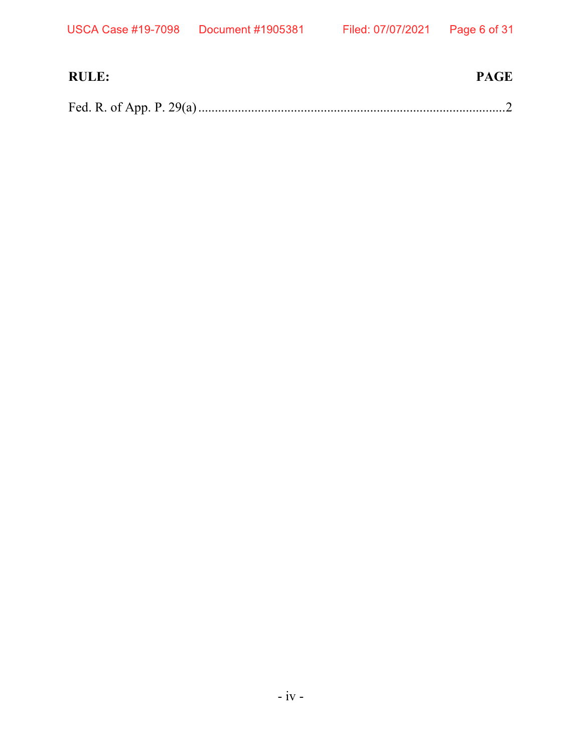| **RULE:** | **PAGE** |
| --- | --- |
| Fed. R. of App. P. 29(a) | 2 |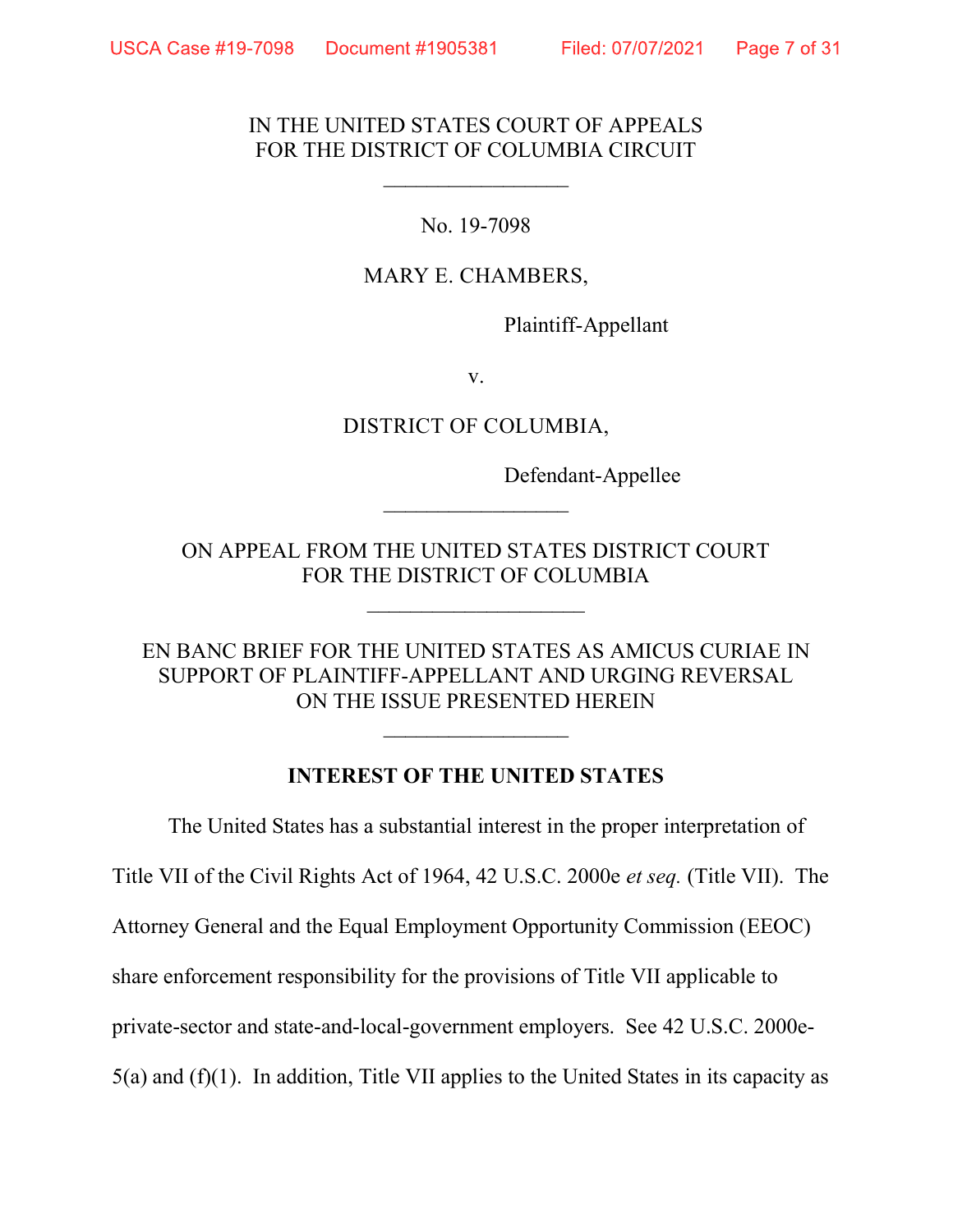IN THE UNITED STATES COURT OF APPEALS
FOR THE DISTRICT OF COLUMBIA CIRCUIT

\_\_\_\_\_\_\_\_\_\_\_\_\_\_\_\_

No. 19-7098

MARY E. CHAMBERS,

Plaintiff-Appellant

v.

DISTRICT OF COLUMBIA,

Defendant-Appellee

\_\_\_\_\_\_\_\_\_\_\_\_\_\_\_\_

ON APPEAL FROM THE UNITED STATES DISTRICT COURT
FOR THE DISTRICT OF COLUMBIA

\_\_\_\_\_\_\_\_\_\_\_\_\_\_\_\_

EN BANC BRIEF FOR THE UNITED STATES AS AMICUS CURIAE IN SUPPORT OF PLAINTIFF-APPELLANT AND URGING REVERSAL ON THE ISSUE PRESENTED HEREIN

\_\_\_\_\_\_\_\_\_\_\_\_\_\_\_\_

**INTEREST OF THE UNITED STATES**

The United States has a substantial interest in the proper interpretation of Title VII of the Civil Rights Act of 1964, 42 U.S.C. 2000e *et seq.* (Title VII). The Attorney General and the Equal Employment Opportunity Commission (EEOC) share enforcement responsibility for the provisions of Title VII applicable to private-sector and state-and-local-government employers. See 42 U.S.C. 2000e-5(a) and (f)(1). In addition, Title VII applies to the United States in its capacity as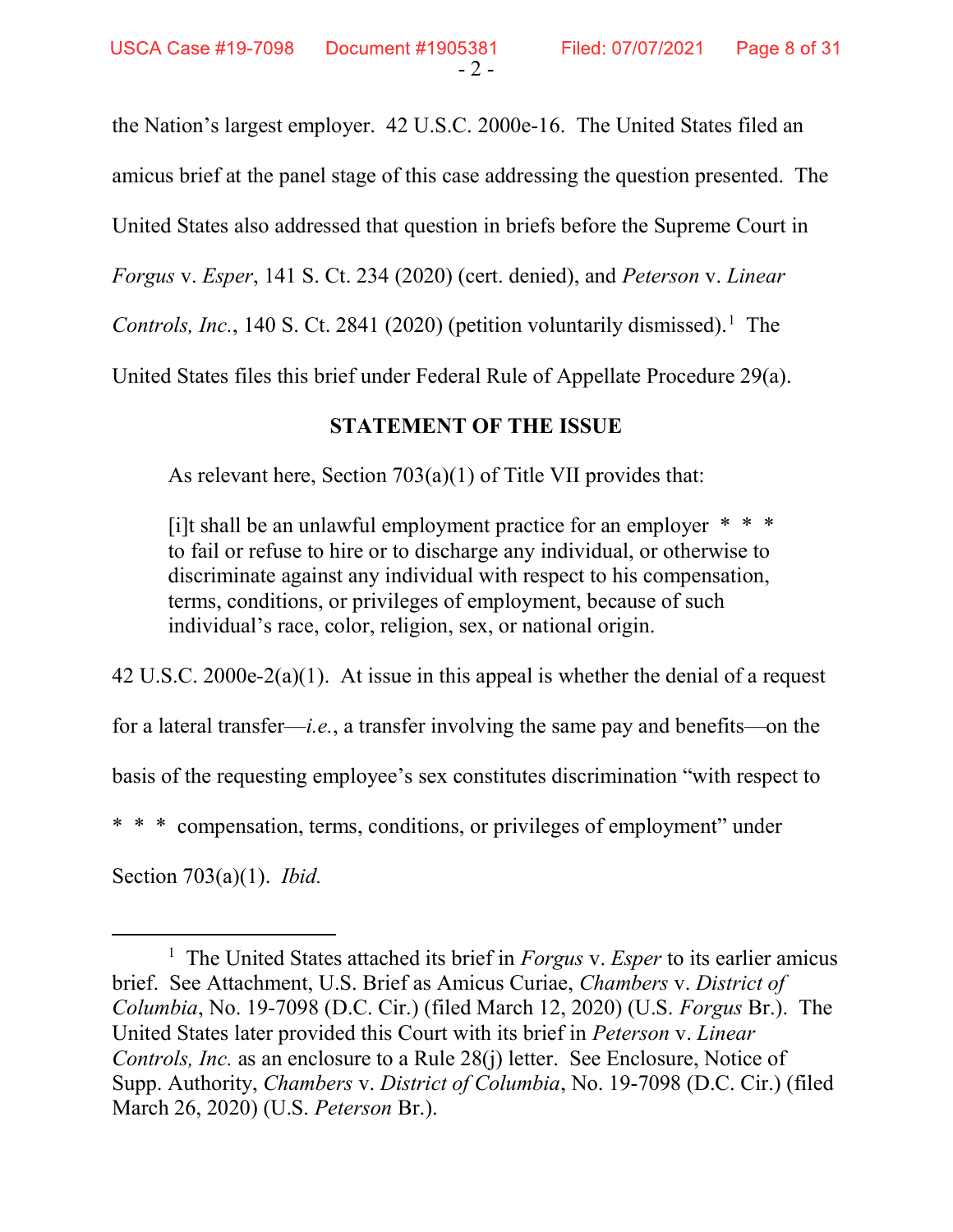the Nation's largest employer. 42 U.S.C. 2000e-16. The United States filed an amicus brief at the panel stage of this case addressing the question presented. The United States also addressed that question in briefs before the Supreme Court in *Forgus* v. *Esper*, 141 S. Ct. 234 (2020) (cert. denied), and *Peterson* v. *Linear Controls, Inc.*, 140 S. Ct. 2841 (2020) (petition voluntarily dismissed).[1] The United States files this brief under Federal Rule of Appellate Procedure 29(a).

## STATEMENT OF THE ISSUE

As relevant here, Section 703(a)(1) of Title VII provides that:

> [i]t shall be an unlawful employment practice for an employer * * * to fail or refuse to hire or to discharge any individual, or otherwise to discriminate against any individual with respect to his compensation, terms, conditions, or privileges of employment, because of such individual's race, color, religion, sex, or national origin.

42 U.S.C. 2000e-2(a)(1). At issue in this appeal is whether the denial of a request for a lateral transfer—*i.e.*, a transfer involving the same pay and benefits—on the basis of the requesting employee's sex constitutes discrimination "with respect to * * * compensation, terms, conditions, or privileges of employment" under Section 703(a)(1). *Ibid.*

---

[1] The United States attached its brief in *Forgus* v. *Esper* to its earlier amicus brief. See Attachment, U.S. Brief as Amicus Curiae, *Chambers* v. *District of Columbia*, No. 19-7098 (D.C. Cir.) (filed March 12, 2020) (U.S. *Forgus* Br.). The United States later provided this Court with its brief in *Peterson* v. *Linear Controls, Inc.* as an enclosure to a Rule 28(j) letter. See Enclosure, Notice of Supp. Authority, *Chambers* v. *District of Columbia*, No. 19-7098 (D.C. Cir.) (filed March 26, 2020) (U.S. *Peterson* Br.).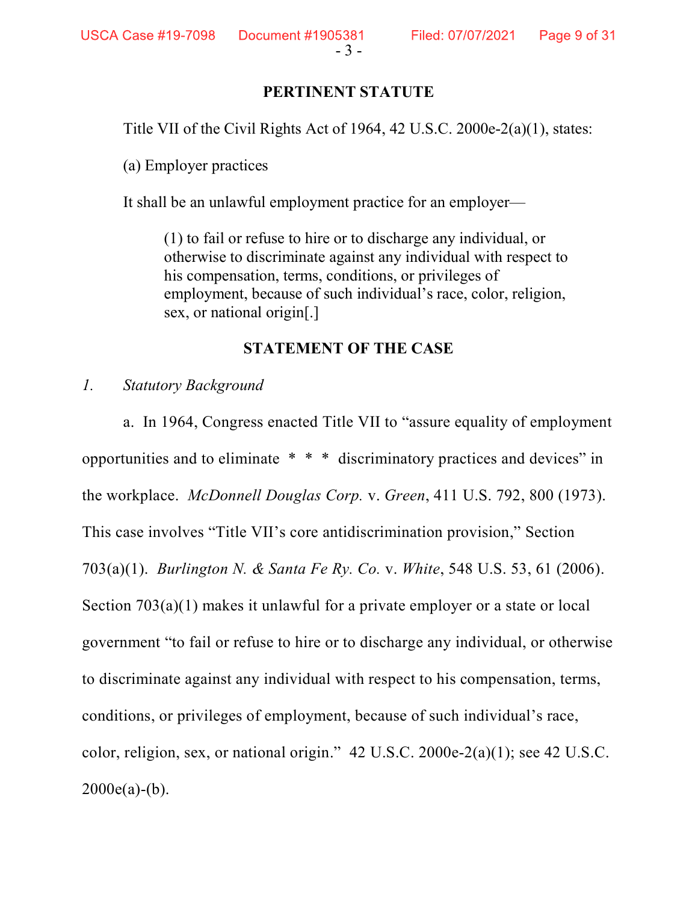## PERTINENT STATUTE

Title VII of the Civil Rights Act of 1964, 42 U.S.C. 2000e-2(a)(1), states:

(a) Employer practices

It shall be an unlawful employment practice for an employer—

> (1) to fail or refuse to hire or to discharge any individual, or otherwise to discriminate against any individual with respect to his compensation, terms, conditions, or privileges of employment, because of such individual's race, color, religion, sex, or national origin[.]

## STATEMENT OF THE CASE

*1. Statutory Background*

a. In 1964, Congress enacted Title VII to "assure equality of employment opportunities and to eliminate * * * discriminatory practices and devices" in the workplace. *McDonnell Douglas Corp.* v. *Green*, 411 U.S. 792, 800 (1973). This case involves "Title VII's core antidiscrimination provision," Section 703(a)(1). *Burlington N. & Santa Fe Ry. Co.* v. *White*, 548 U.S. 53, 61 (2006). Section 703(a)(1) makes it unlawful for a private employer or a state or local government "to fail or refuse to hire or to discharge any individual, or otherwise to discriminate against any individual with respect to his compensation, terms, conditions, or privileges of employment, because of such individual's race, color, religion, sex, or national origin." 42 U.S.C. 2000e-2(a)(1); see 42 U.S.C. 2000e(a)-(b).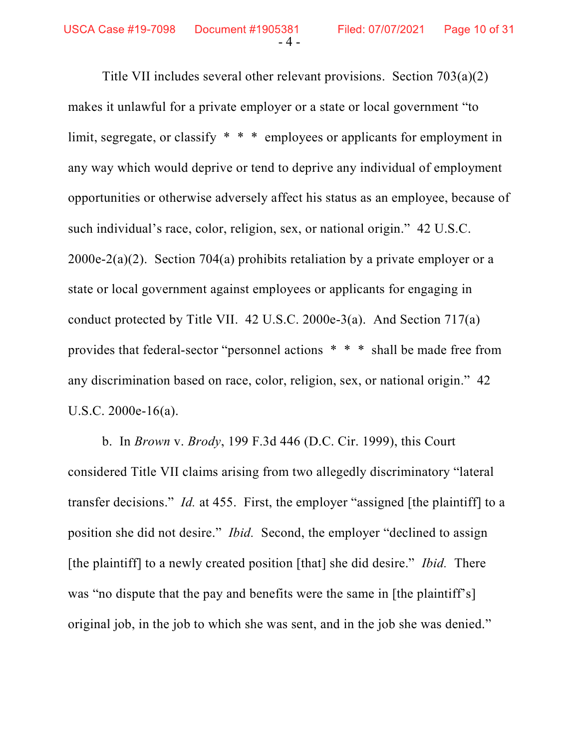Title VII includes several other relevant provisions. Section 703(a)(2) makes it unlawful for a private employer or a state or local government "to limit, segregate, or classify * * * employees or applicants for employment in any way which would deprive or tend to deprive any individual of employment opportunities or otherwise adversely affect his status as an employee, because of such individual's race, color, religion, sex, or national origin." 42 U.S.C. 2000e-2(a)(2). Section 704(a) prohibits retaliation by a private employer or a state or local government against employees or applicants for engaging in conduct protected by Title VII. 42 U.S.C. 2000e-3(a). And Section 717(a) provides that federal-sector "personnel actions * * * shall be made free from any discrimination based on race, color, religion, sex, or national origin." 42 U.S.C. 2000e-16(a).

b. In *Brown* v. *Brody*, 199 F.3d 446 (D.C. Cir. 1999), this Court considered Title VII claims arising from two allegedly discriminatory "lateral transfer decisions." *Id.* at 455. First, the employer "assigned [the plaintiff] to a position she did not desire." *Ibid.* Second, the employer "declined to assign [the plaintiff] to a newly created position [that] she did desire." *Ibid.* There was "no dispute that the pay and benefits were the same in [the plaintiff's] original job, in the job to which she was sent, and in the job she was denied."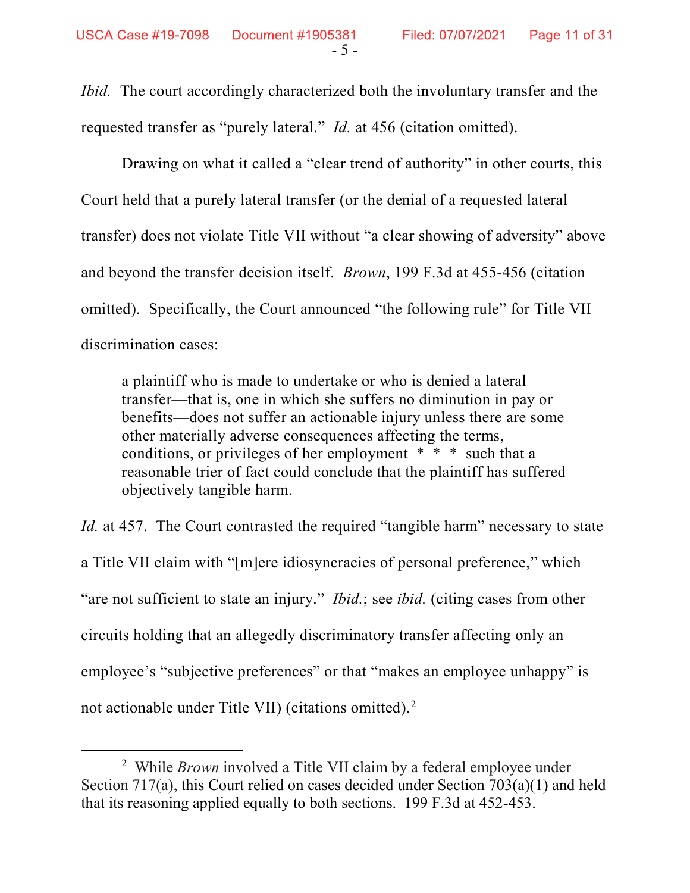*Ibid.* The court accordingly characterized both the involuntary transfer and the requested transfer as "purely lateral." *Id.* at 456 (citation omitted).

Drawing on what it called a "clear trend of authority" in other courts, this Court held that a purely lateral transfer (or the denial of a requested lateral transfer) does not violate Title VII without "a clear showing of adversity" above and beyond the transfer decision itself. *Brown*, 199 F.3d at 455-456 (citation omitted). Specifically, the Court announced "the following rule" for Title VII discrimination cases:

> a plaintiff who is made to undertake or who is denied a lateral transfer—that is, one in which she suffers no diminution in pay or benefits—does not suffer an actionable injury unless there are some other materially adverse consequences affecting the terms, conditions, or privileges of her employment * * * such that a reasonable trier of fact could conclude that the plaintiff has suffered objectively tangible harm.

*Id.* at 457. The Court contrasted the required "tangible harm" necessary to state a Title VII claim with "[m]ere idiosyncracies of personal preference," which "are not sufficient to state an injury." *Ibid.*; see *ibid.* (citing cases from other circuits holding that an allegedly discriminatory transfer affecting only an employee's "subjective preferences" or that "makes an employee unhappy" is not actionable under Title VII) (citations omitted).[2]

---

[2] While *Brown* involved a Title VII claim by a federal employee under Section 717(a), this Court relied on cases decided under Section 703(a)(1) and held that its reasoning applied equally to both sections. 199 F.3d at 452-453.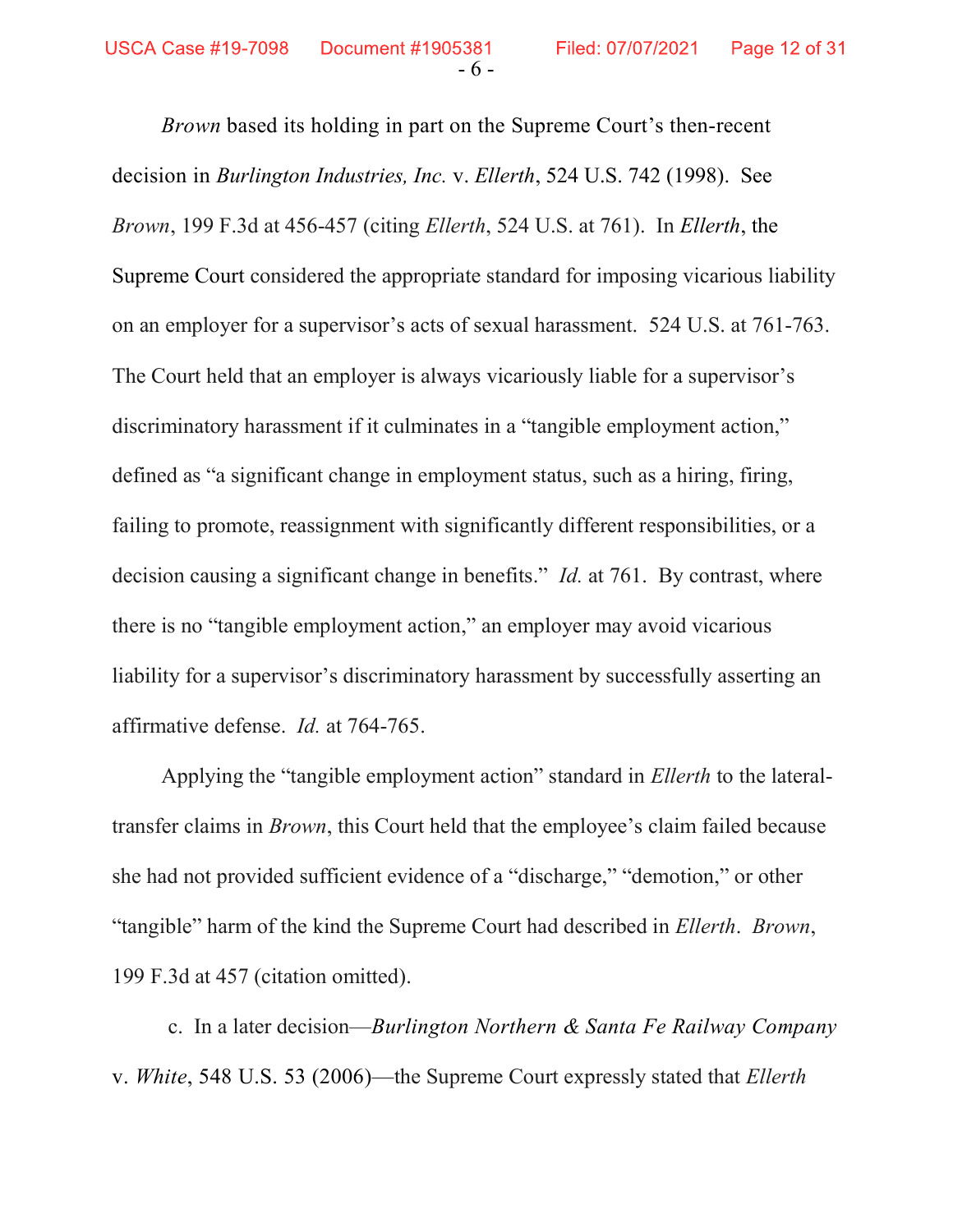*Brown* based its holding in part on the Supreme Court's then-recent decision in *Burlington Industries, Inc.* v. *Ellerth*, 524 U.S. 742 (1998). See *Brown*, 199 F.3d at 456-457 (citing *Ellerth*, 524 U.S. at 761). In *Ellerth*, the Supreme Court considered the appropriate standard for imposing vicarious liability on an employer for a supervisor's acts of sexual harassment. 524 U.S. at 761-763. The Court held that an employer is always vicariously liable for a supervisor's discriminatory harassment if it culminates in a "tangible employment action," defined as "a significant change in employment status, such as a hiring, firing, failing to promote, reassignment with significantly different responsibilities, or a decision causing a significant change in benefits." *Id.* at 761. By contrast, where there is no "tangible employment action," an employer may avoid vicarious liability for a supervisor's discriminatory harassment by successfully asserting an affirmative defense. *Id.* at 764-765.

Applying the "tangible employment action" standard in *Ellerth* to the lateral-transfer claims in *Brown*, this Court held that the employee's claim failed because she had not provided sufficient evidence of a "discharge," "demotion," or other "tangible" harm of the kind the Supreme Court had described in *Ellerth*. *Brown*, 199 F.3d at 457 (citation omitted).

c. In a later decision—*Burlington Northern & Santa Fe Railway Company* v. *White*, 548 U.S. 53 (2006)—the Supreme Court expressly stated that *Ellerth*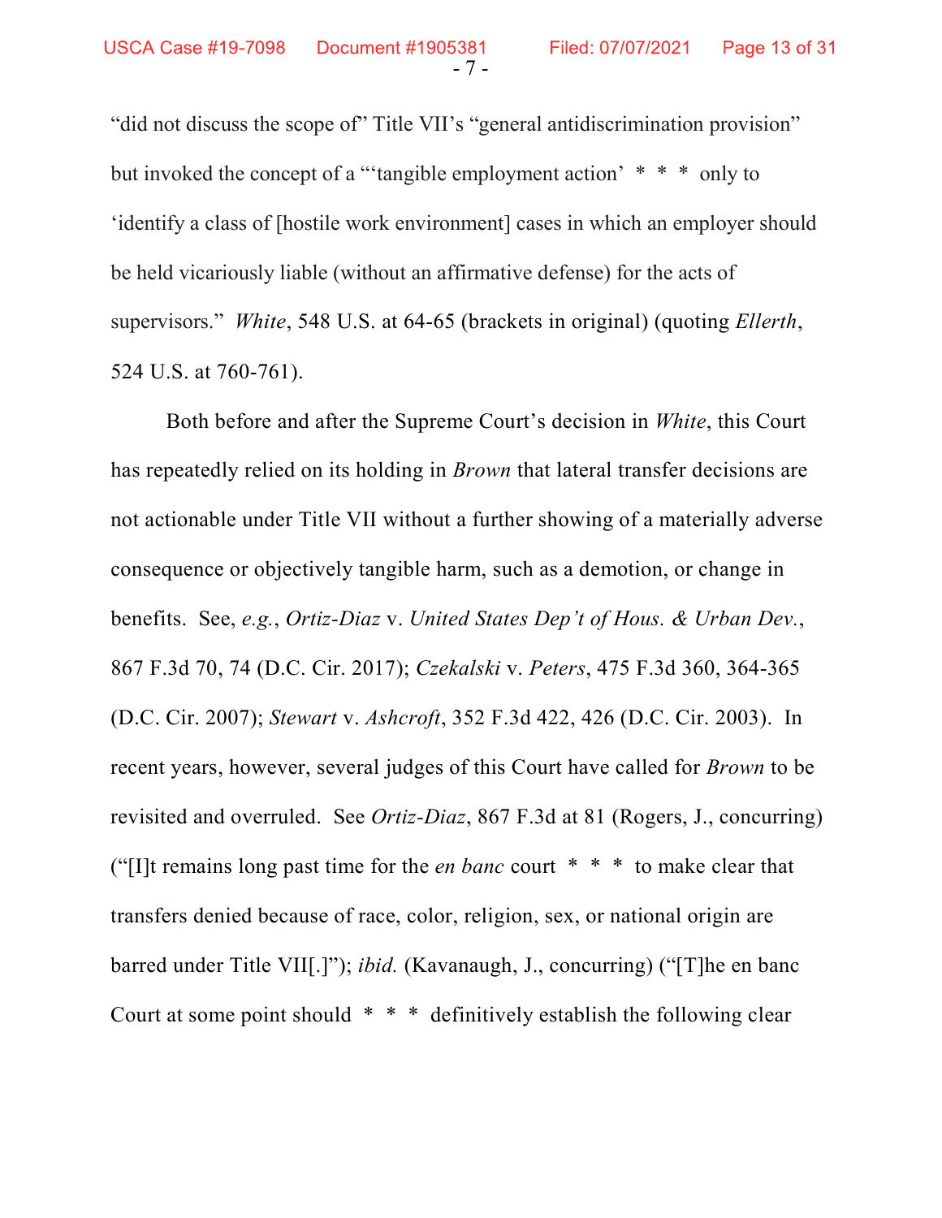"did not discuss the scope of" Title VII's "general antidiscrimination provision" but invoked the concept of a "'tangible employment action' * * * only to 'identify a class of [hostile work environment] cases in which an employer should be held vicariously liable (without an affirmative defense) for the acts of supervisors." *White*, 548 U.S. at 64-65 (brackets in original) (quoting *Ellerth*, 524 U.S. at 760-761).

Both before and after the Supreme Court's decision in *White*, this Court has repeatedly relied on its holding in *Brown* that lateral transfer decisions are not actionable under Title VII without a further showing of a materially adverse consequence or objectively tangible harm, such as a demotion, or change in benefits. See, *e.g.*, *Ortiz-Diaz* v. *United States Dep't of Hous. & Urban Dev.*, 867 F.3d 70, 74 (D.C. Cir. 2017); *Czekalski* v. *Peters*, 475 F.3d 360, 364-365 (D.C. Cir. 2007); *Stewart* v. *Ashcroft*, 352 F.3d 422, 426 (D.C. Cir. 2003). In recent years, however, several judges of this Court have called for *Brown* to be revisited and overruled. See *Ortiz-Diaz*, 867 F.3d at 81 (Rogers, J., concurring) ("[I]t remains long past time for the *en banc* court * * * to make clear that transfers denied because of race, color, religion, sex, or national origin are barred under Title VII[.]"); *ibid.* (Kavanaugh, J., concurring) ("[T]he en banc Court at some point should * * * definitively establish the following clear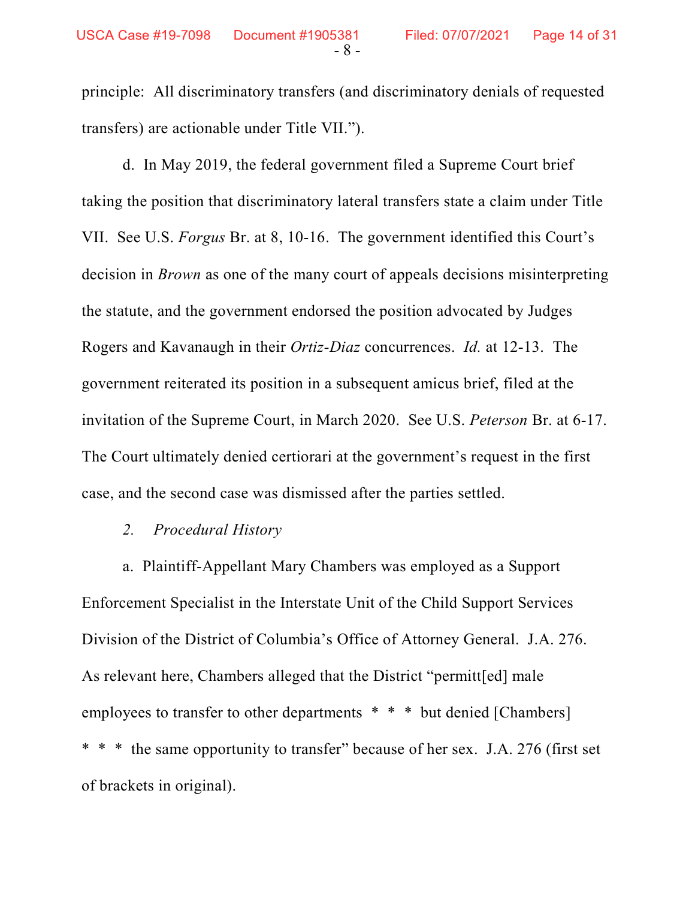principle: All discriminatory transfers (and discriminatory denials of requested transfers) are actionable under Title VII.").

d. In May 2019, the federal government filed a Supreme Court brief taking the position that discriminatory lateral transfers state a claim under Title VII. See U.S. *Forgus* Br. at 8, 10-16. The government identified this Court's decision in *Brown* as one of the many court of appeals decisions misinterpreting the statute, and the government endorsed the position advocated by Judges Rogers and Kavanaugh in their *Ortiz-Diaz* concurrences. *Id.* at 12-13. The government reiterated its position in a subsequent amicus brief, filed at the invitation of the Supreme Court, in March 2020. See U.S. *Peterson* Br. at 6-17. The Court ultimately denied certiorari at the government's request in the first case, and the second case was dismissed after the parties settled.

*2. Procedural History*

a. Plaintiff-Appellant Mary Chambers was employed as a Support Enforcement Specialist in the Interstate Unit of the Child Support Services Division of the District of Columbia's Office of Attorney General. J.A. 276. As relevant here, Chambers alleged that the District "permitt[ed] male employees to transfer to other departments * * * but denied [Chambers] * * * the same opportunity to transfer" because of her sex. J.A. 276 (first set of brackets in original).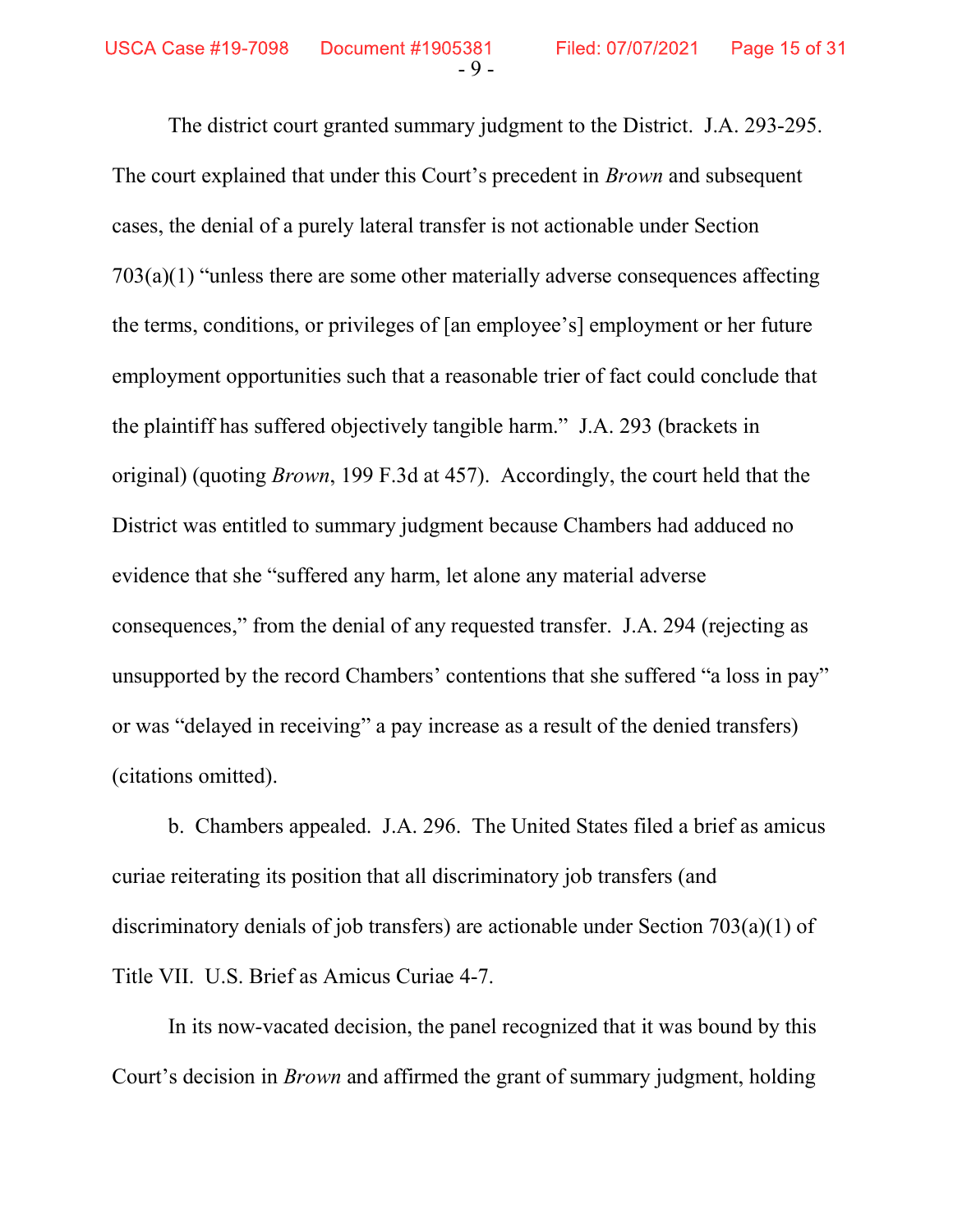The district court granted summary judgment to the District. J.A. 293-295. The court explained that under this Court's precedent in *Brown* and subsequent cases, the denial of a purely lateral transfer is not actionable under Section 703(a)(1) "unless there are some other materially adverse consequences affecting the terms, conditions, or privileges of [an employee's] employment or her future employment opportunities such that a reasonable trier of fact could conclude that the plaintiff has suffered objectively tangible harm." J.A. 293 (brackets in original) (quoting *Brown*, 199 F.3d at 457). Accordingly, the court held that the District was entitled to summary judgment because Chambers had adduced no evidence that she "suffered any harm, let alone any material adverse consequences," from the denial of any requested transfer. J.A. 294 (rejecting as unsupported by the record Chambers' contentions that she suffered "a loss in pay" or was "delayed in receiving" a pay increase as a result of the denied transfers) (citations omitted).

b. Chambers appealed. J.A. 296. The United States filed a brief as amicus curiae reiterating its position that all discriminatory job transfers (and discriminatory denials of job transfers) are actionable under Section 703(a)(1) of Title VII. U.S. Brief as Amicus Curiae 4-7.

In its now-vacated decision, the panel recognized that it was bound by this Court's decision in *Brown* and affirmed the grant of summary judgment, holding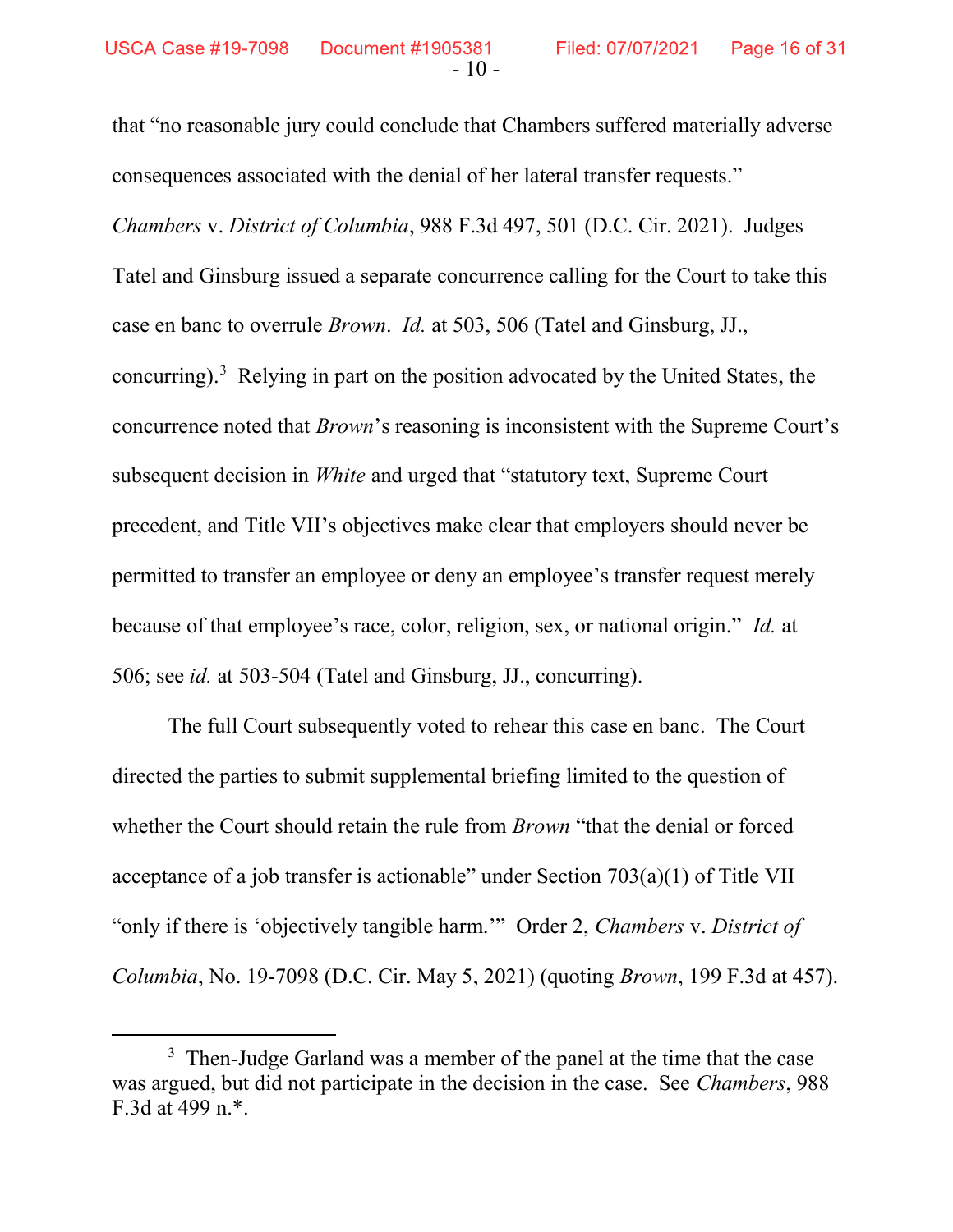that "no reasonable jury could conclude that Chambers suffered materially adverse consequences associated with the denial of her lateral transfer requests." *Chambers* v. *District of Columbia*, 988 F.3d 497, 501 (D.C. Cir. 2021). Judges Tatel and Ginsburg issued a separate concurrence calling for the Court to take this case en banc to overrule *Brown*. *Id.* at 503, 506 (Tatel and Ginsburg, JJ., concurring).[3] Relying in part on the position advocated by the United States, the concurrence noted that *Brown*'s reasoning is inconsistent with the Supreme Court's subsequent decision in *White* and urged that "statutory text, Supreme Court precedent, and Title VII's objectives make clear that employers should never be permitted to transfer an employee or deny an employee's transfer request merely because of that employee's race, color, religion, sex, or national origin." *Id.* at 506; see *id.* at 503-504 (Tatel and Ginsburg, JJ., concurring).

The full Court subsequently voted to rehear this case en banc. The Court directed the parties to submit supplemental briefing limited to the question of whether the Court should retain the rule from *Brown* "that the denial or forced acceptance of a job transfer is actionable" under Section 703(a)(1) of Title VII "only if there is 'objectively tangible harm.'" Order 2, *Chambers* v. *District of Columbia*, No. 19-7098 (D.C. Cir. May 5, 2021) (quoting *Brown*, 199 F.3d at 457).

[3] Then-Judge Garland was a member of the panel at the time that the case was argued, but did not participate in the decision in the case. See *Chambers*, 988 F.3d at 499 n.*.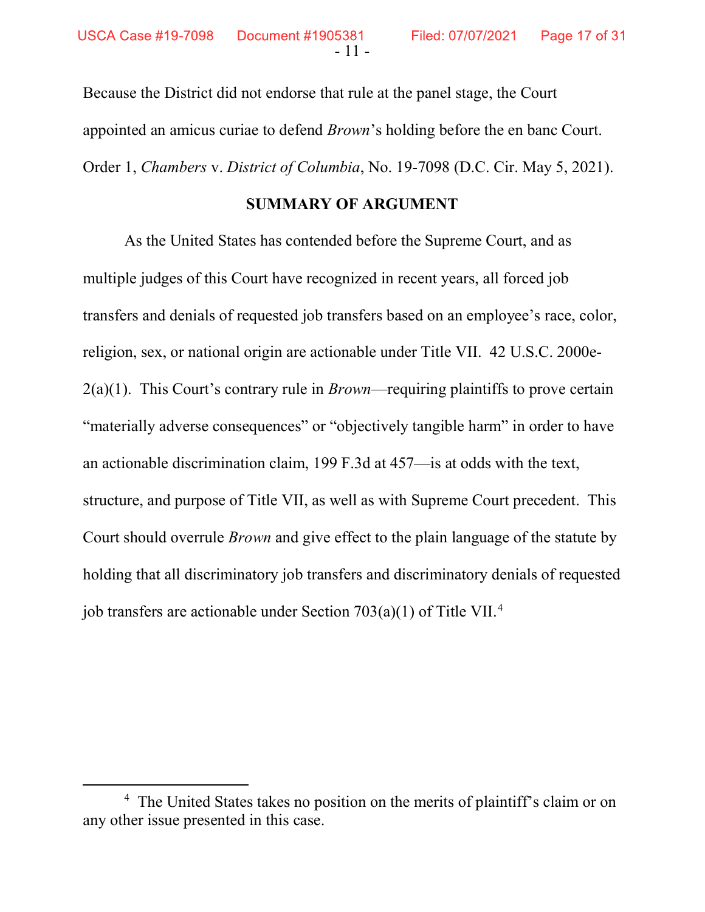Because the District did not endorse that rule at the panel stage, the Court appointed an amicus curiae to defend *Brown*'s holding before the en banc Court. Order 1, *Chambers* v. *District of Columbia*, No. 19-7098 (D.C. Cir. May 5, 2021).

## SUMMARY OF ARGUMENT

As the United States has contended before the Supreme Court, and as multiple judges of this Court have recognized in recent years, all forced job transfers and denials of requested job transfers based on an employee's race, color, religion, sex, or national origin are actionable under Title VII. 42 U.S.C. 2000e-2(a)(1). This Court's contrary rule in *Brown*—requiring plaintiffs to prove certain "materially adverse consequences" or "objectively tangible harm" in order to have an actionable discrimination claim, 199 F.3d at 457—is at odds with the text, structure, and purpose of Title VII, as well as with Supreme Court precedent. This Court should overrule *Brown* and give effect to the plain language of the statute by holding that all discriminatory job transfers and discriminatory denials of requested job transfers are actionable under Section 703(a)(1) of Title VII.[4]

---

[4] The United States takes no position on the merits of plaintiff's claim or on any other issue presented in this case.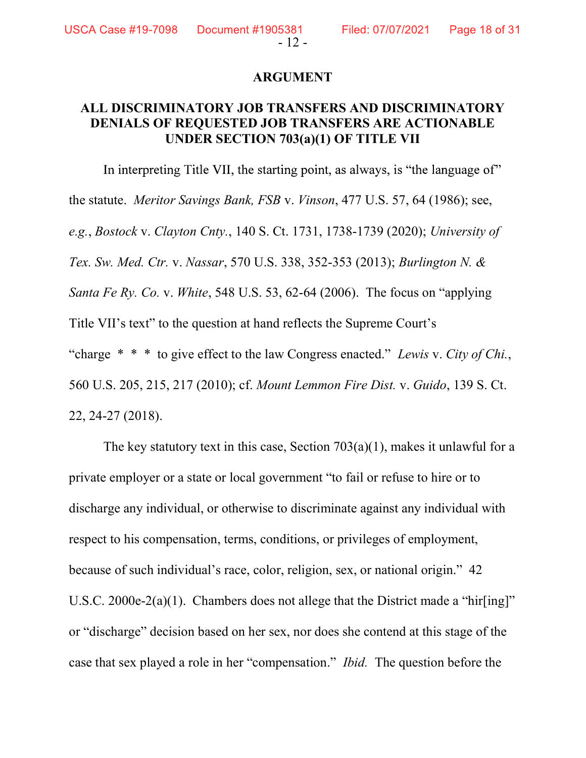# ARGUMENT

## ALL DISCRIMINATORY JOB TRANSFERS AND DISCRIMINATORY DENIALS OF REQUESTED JOB TRANSFERS ARE ACTIONABLE UNDER SECTION 703(a)(1) OF TITLE VII

In interpreting Title VII, the starting point, as always, is "the language of" the statute. *Meritor Savings Bank, FSB* v. *Vinson*, 477 U.S. 57, 64 (1986); see, *e.g.*, *Bostock* v. *Clayton Cnty.*, 140 S. Ct. 1731, 1738-1739 (2020); *University of Tex. Sw. Med. Ctr.* v. *Nassar*, 570 U.S. 338, 352-353 (2013); *Burlington N. & Santa Fe Ry. Co.* v. *White*, 548 U.S. 53, 62-64 (2006). The focus on "applying Title VII's text" to the question at hand reflects the Supreme Court's "charge * * * to give effect to the law Congress enacted." *Lewis* v. *City of Chi.*, 560 U.S. 205, 215, 217 (2010); cf. *Mount Lemmon Fire Dist.* v. *Guido*, 139 S. Ct. 22, 24-27 (2018).

The key statutory text in this case, Section 703(a)(1), makes it unlawful for a private employer or a state or local government "to fail or refuse to hire or to discharge any individual, or otherwise to discriminate against any individual with respect to his compensation, terms, conditions, or privileges of employment, because of such individual's race, color, religion, sex, or national origin." 42 U.S.C. 2000e-2(a)(1). Chambers does not allege that the District made a "hir[ing]" or "discharge" decision based on her sex, nor does she contend at this stage of the case that sex played a role in her "compensation." *Ibid.* The question before the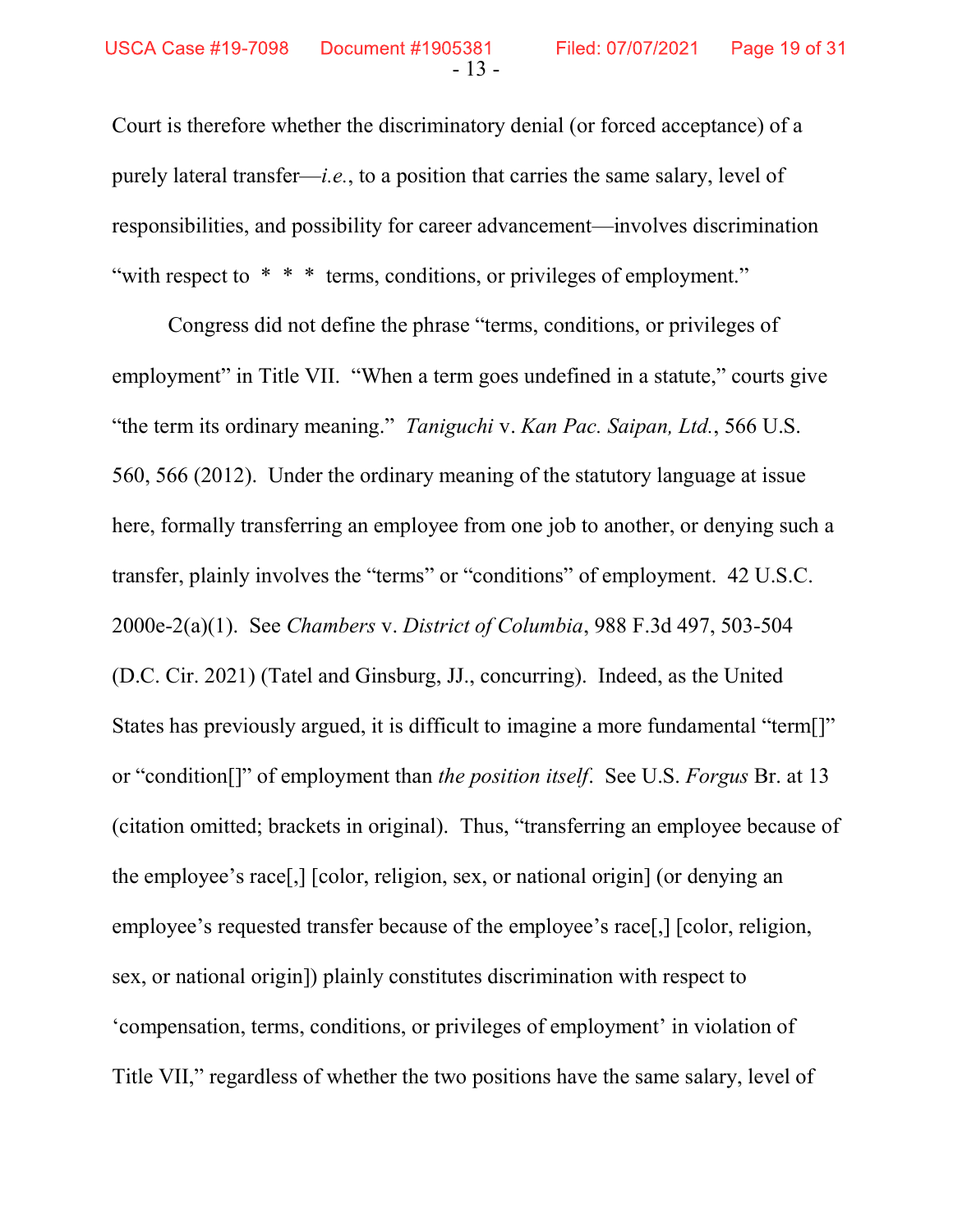Court is therefore whether the discriminatory denial (or forced acceptance) of a purely lateral transfer—*i.e.*, to a position that carries the same salary, level of responsibilities, and possibility for career advancement—involves discrimination "with respect to * * * terms, conditions, or privileges of employment."

Congress did not define the phrase "terms, conditions, or privileges of employment" in Title VII. "When a term goes undefined in a statute," courts give "the term its ordinary meaning." *Taniguchi* v. *Kan Pac. Saipan, Ltd.*, 566 U.S. 560, 566 (2012). Under the ordinary meaning of the statutory language at issue here, formally transferring an employee from one job to another, or denying such a transfer, plainly involves the "terms" or "conditions" of employment. 42 U.S.C. 2000e-2(a)(1). See *Chambers* v. *District of Columbia*, 988 F.3d 497, 503-504 (D.C. Cir. 2021) (Tatel and Ginsburg, JJ., concurring). Indeed, as the United States has previously argued, it is difficult to imagine a more fundamental "term[]" or "condition[]" of employment than *the position itself*. See U.S. *Forgus* Br. at 13 (citation omitted; brackets in original). Thus, "transferring an employee because of the employee's race[,] [color, religion, sex, or national origin] (or denying an employee's requested transfer because of the employee's race[,] [color, religion, sex, or national origin]) plainly constitutes discrimination with respect to 'compensation, terms, conditions, or privileges of employment' in violation of Title VII," regardless of whether the two positions have the same salary, level of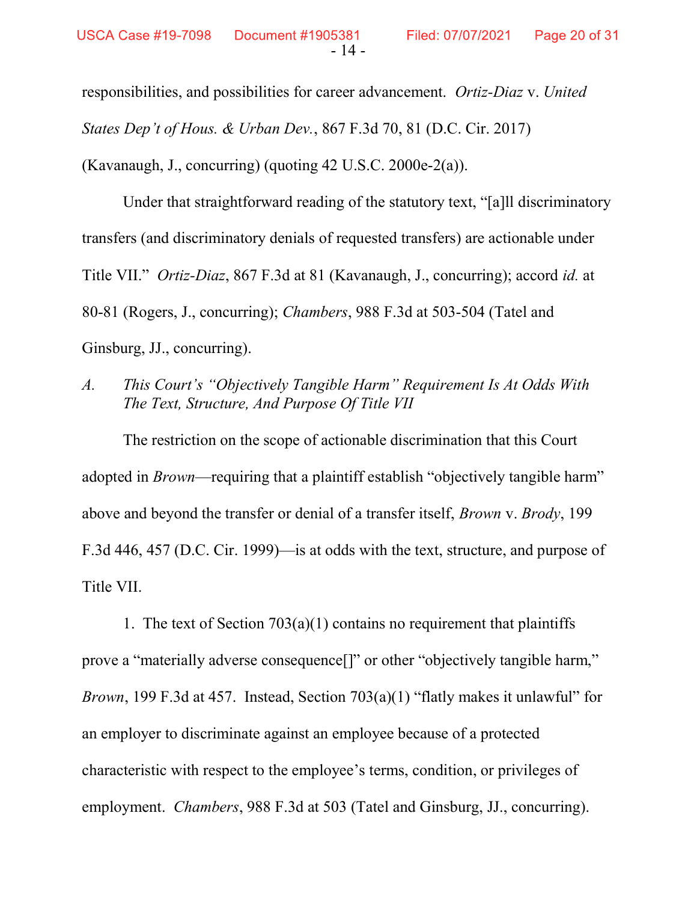responsibilities, and possibilities for career advancement. *Ortiz-Diaz* v. *United States Dep't of Hous. & Urban Dev.*, 867 F.3d 70, 81 (D.C. Cir. 2017) (Kavanaugh, J., concurring) (quoting 42 U.S.C. 2000e-2(a)).

Under that straightforward reading of the statutory text, "[a]ll discriminatory transfers (and discriminatory denials of requested transfers) are actionable under Title VII." *Ortiz-Diaz*, 867 F.3d at 81 (Kavanaugh, J., concurring); accord *id.* at 80-81 (Rogers, J., concurring); *Chambers*, 988 F.3d at 503-504 (Tatel and Ginsburg, JJ., concurring).

### *A. This Court's "Objectively Tangible Harm" Requirement Is At Odds With The Text, Structure, And Purpose Of Title VII*

The restriction on the scope of actionable discrimination that this Court adopted in *Brown*—requiring that a plaintiff establish "objectively tangible harm" above and beyond the transfer or denial of a transfer itself, *Brown* v. *Brody*, 199 F.3d 446, 457 (D.C. Cir. 1999)—is at odds with the text, structure, and purpose of Title VII.

1. The text of Section 703(a)(1) contains no requirement that plaintiffs prove a "materially adverse consequence[]" or other "objectively tangible harm," *Brown*, 199 F.3d at 457. Instead, Section 703(a)(1) "flatly makes it unlawful" for an employer to discriminate against an employee because of a protected characteristic with respect to the employee's terms, condition, or privileges of employment. *Chambers*, 988 F.3d at 503 (Tatel and Ginsburg, JJ., concurring).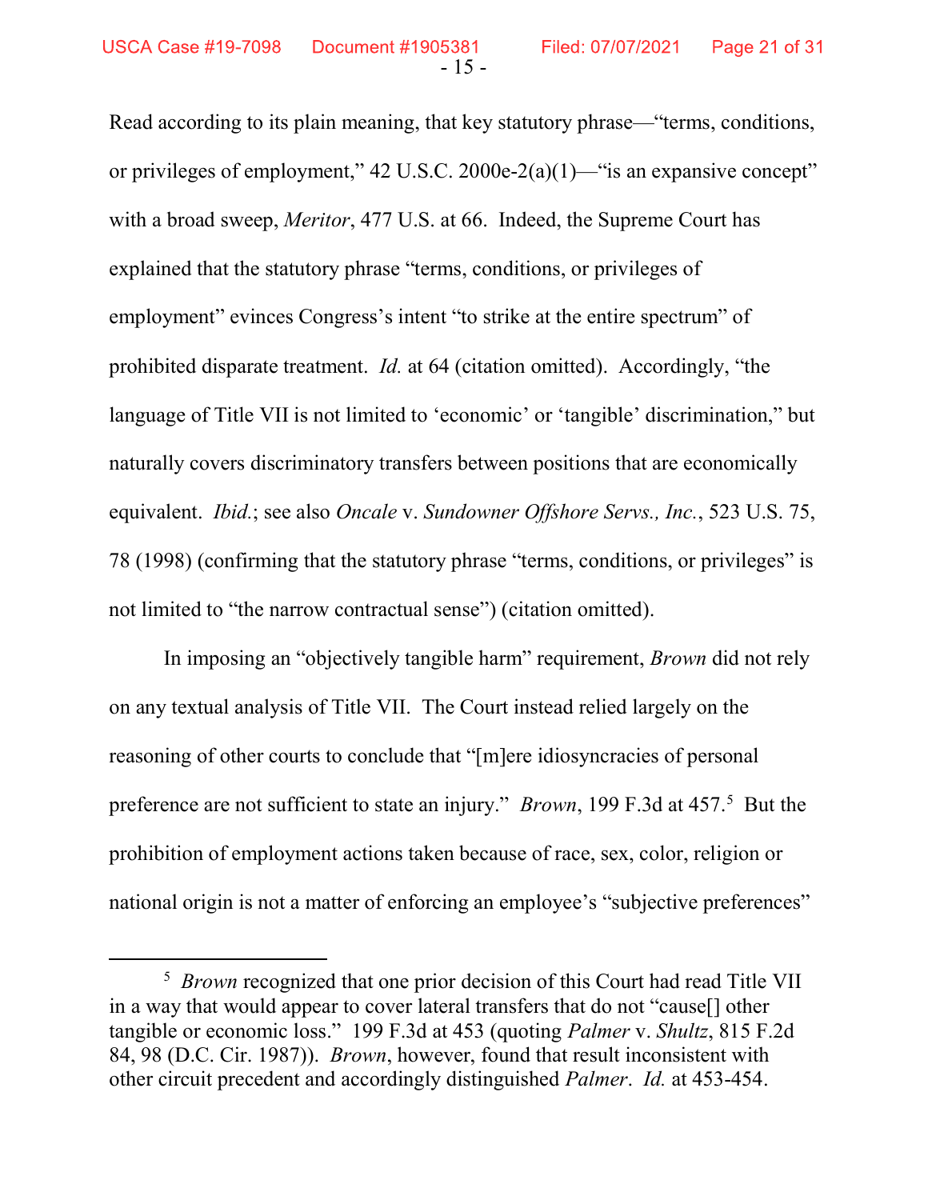Read according to its plain meaning, that key statutory phrase—"terms, conditions, or privileges of employment," 42 U.S.C. 2000e-2(a)(1)—"is an expansive concept" with a broad sweep, *Meritor*, 477 U.S. at 66. Indeed, the Supreme Court has explained that the statutory phrase "terms, conditions, or privileges of employment" evinces Congress's intent "to strike at the entire spectrum" of prohibited disparate treatment. *Id.* at 64 (citation omitted). Accordingly, "the language of Title VII is not limited to 'economic' or 'tangible' discrimination," but naturally covers discriminatory transfers between positions that are economically equivalent. *Ibid.*; see also *Oncale* v. *Sundowner Offshore Servs., Inc.*, 523 U.S. 75, 78 (1998) (confirming that the statutory phrase "terms, conditions, or privileges" is not limited to "the narrow contractual sense") (citation omitted).

In imposing an "objectively tangible harm" requirement, *Brown* did not rely on any textual analysis of Title VII. The Court instead relied largely on the reasoning of other courts to conclude that "[m]ere idiosyncracies of personal preference are not sufficient to state an injury." *Brown*, 199 F.3d at 457.[5] But the prohibition of employment actions taken because of race, sex, color, religion or national origin is not a matter of enforcing an employee's "subjective preferences"

---

[5] *Brown* recognized that one prior decision of this Court had read Title VII in a way that would appear to cover lateral transfers that do not "cause[] other tangible or economic loss." 199 F.3d at 453 (quoting *Palmer* v. *Shultz*, 815 F.2d 84, 98 (D.C. Cir. 1987)). *Brown*, however, found that result inconsistent with other circuit precedent and accordingly distinguished *Palmer*. *Id.* at 453-454.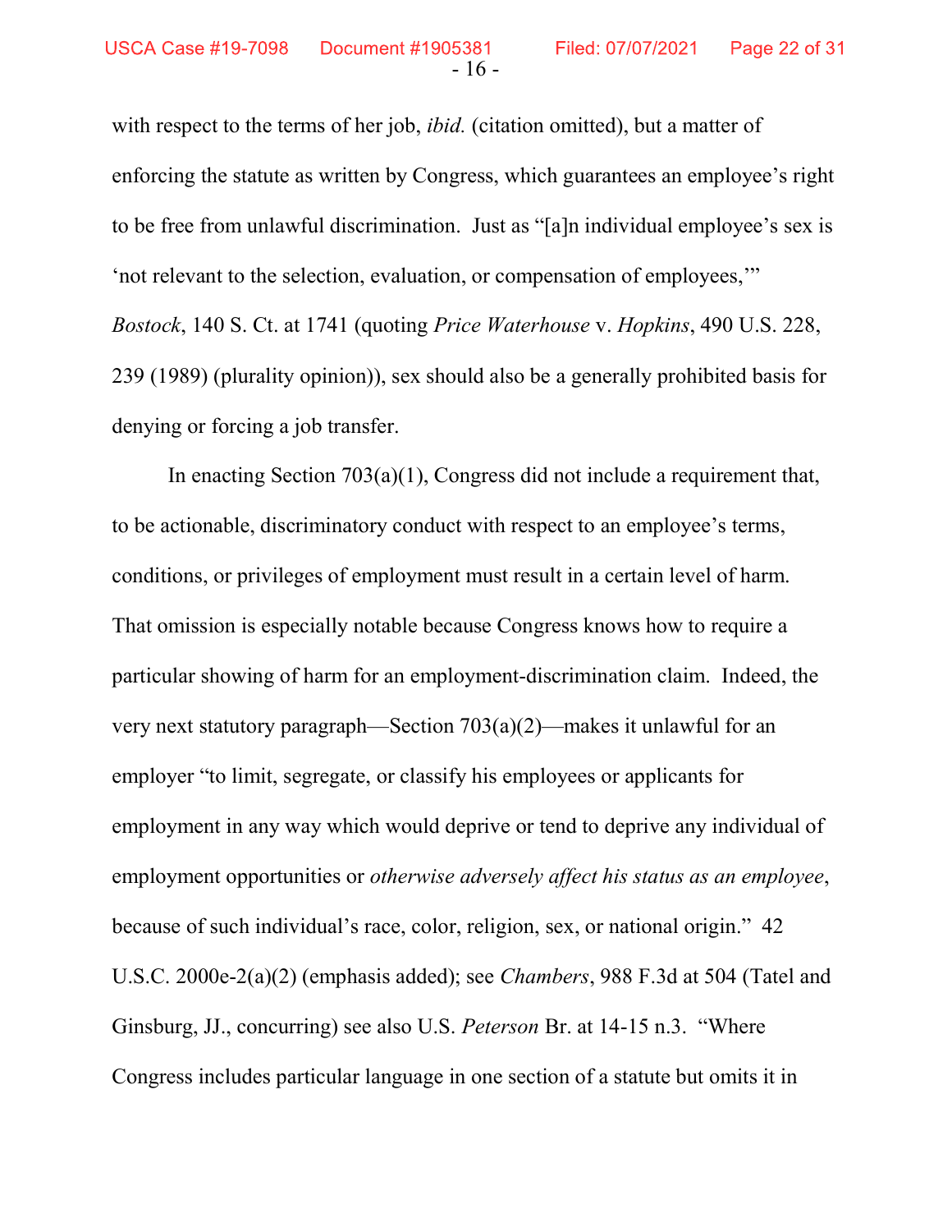with respect to the terms of her job, *ibid.* (citation omitted), but a matter of enforcing the statute as written by Congress, which guarantees an employee's right to be free from unlawful discrimination. Just as "[a]n individual employee's sex is 'not relevant to the selection, evaluation, or compensation of employees,'" *Bostock*, 140 S. Ct. at 1741 (quoting *Price Waterhouse* v. *Hopkins*, 490 U.S. 228, 239 (1989) (plurality opinion)), sex should also be a generally prohibited basis for denying or forcing a job transfer.

In enacting Section 703(a)(1), Congress did not include a requirement that, to be actionable, discriminatory conduct with respect to an employee's terms, conditions, or privileges of employment must result in a certain level of harm. That omission is especially notable because Congress knows how to require a particular showing of harm for an employment-discrimination claim. Indeed, the very next statutory paragraph—Section 703(a)(2)—makes it unlawful for an employer "to limit, segregate, or classify his employees or applicants for employment in any way which would deprive or tend to deprive any individual of employment opportunities or *otherwise adversely affect his status as an employee*, because of such individual's race, color, religion, sex, or national origin." 42 U.S.C. 2000e-2(a)(2) (emphasis added); see *Chambers*, 988 F.3d at 504 (Tatel and Ginsburg, JJ., concurring) see also U.S. *Peterson* Br. at 14-15 n.3. "Where Congress includes particular language in one section of a statute but omits it in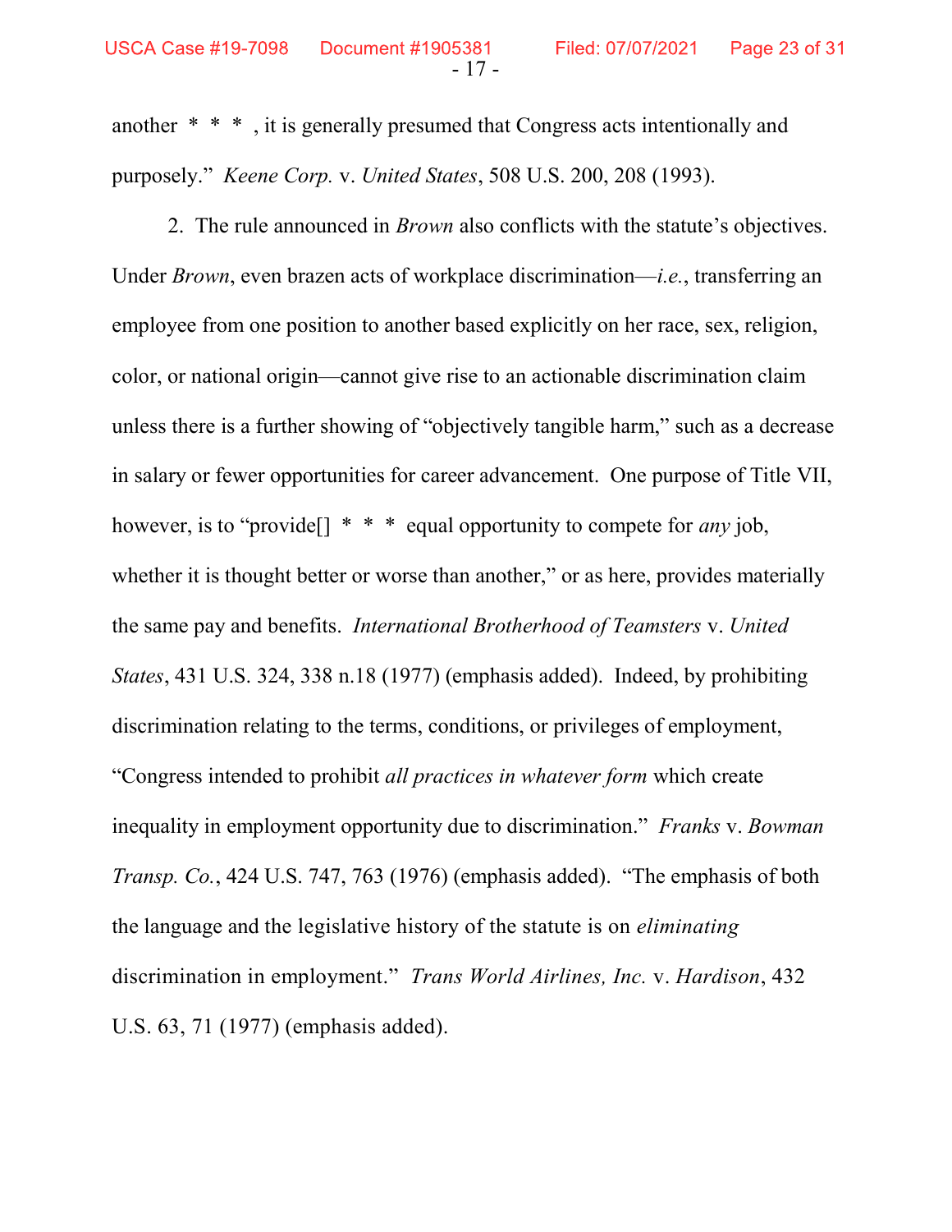another * * * , it is generally presumed that Congress acts intentionally and purposely." *Keene Corp.* v. *United States*, 508 U.S. 200, 208 (1993).

2. The rule announced in *Brown* also conflicts with the statute's objectives. Under *Brown*, even brazen acts of workplace discrimination—*i.e.*, transferring an employee from one position to another based explicitly on her race, sex, religion, color, or national origin—cannot give rise to an actionable discrimination claim unless there is a further showing of "objectively tangible harm," such as a decrease in salary or fewer opportunities for career advancement. One purpose of Title VII, however, is to "provide[] * * * equal opportunity to compete for *any* job, whether it is thought better or worse than another," or as here, provides materially the same pay and benefits. *International Brotherhood of Teamsters* v. *United States*, 431 U.S. 324, 338 n.18 (1977) (emphasis added). Indeed, by prohibiting discrimination relating to the terms, conditions, or privileges of employment, "Congress intended to prohibit *all practices in whatever form* which create inequality in employment opportunity due to discrimination." *Franks* v. *Bowman Transp. Co.*, 424 U.S. 747, 763 (1976) (emphasis added). "The emphasis of both the language and the legislative history of the statute is on *eliminating* discrimination in employment." *Trans World Airlines, Inc.* v. *Hardison*, 432 U.S. 63, 71 (1977) (emphasis added).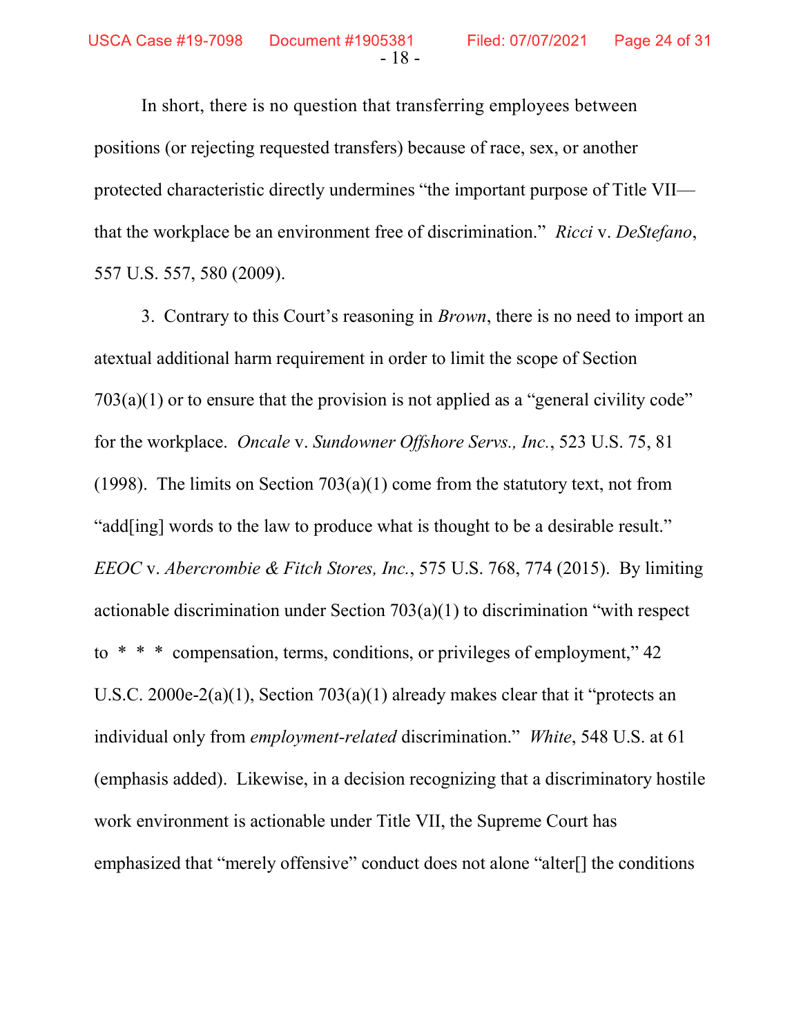In short, there is no question that transferring employees between positions (or rejecting requested transfers) because of race, sex, or another protected characteristic directly undermines "the important purpose of Title VII—that the workplace be an environment free of discrimination." *Ricci* v. *DeStefano*, 557 U.S. 557, 580 (2009).

3. Contrary to this Court's reasoning in *Brown*, there is no need to import an atextual additional harm requirement in order to limit the scope of Section 703(a)(1) or to ensure that the provision is not applied as a "general civility code" for the workplace. *Oncale* v. *Sundowner Offshore Servs., Inc.*, 523 U.S. 75, 81 (1998). The limits on Section 703(a)(1) come from the statutory text, not from "add[ing] words to the law to produce what is thought to be a desirable result." *EEOC* v. *Abercrombie & Fitch Stores, Inc.*, 575 U.S. 768, 774 (2015). By limiting actionable discrimination under Section 703(a)(1) to discrimination "with respect to * * * compensation, terms, conditions, or privileges of employment," 42 U.S.C. 2000e-2(a)(1), Section 703(a)(1) already makes clear that it "protects an individual only from *employment-related* discrimination." *White*, 548 U.S. at 61 (emphasis added). Likewise, in a decision recognizing that a discriminatory hostile work environment is actionable under Title VII, the Supreme Court has emphasized that "merely offensive" conduct does not alone "alter[] the conditions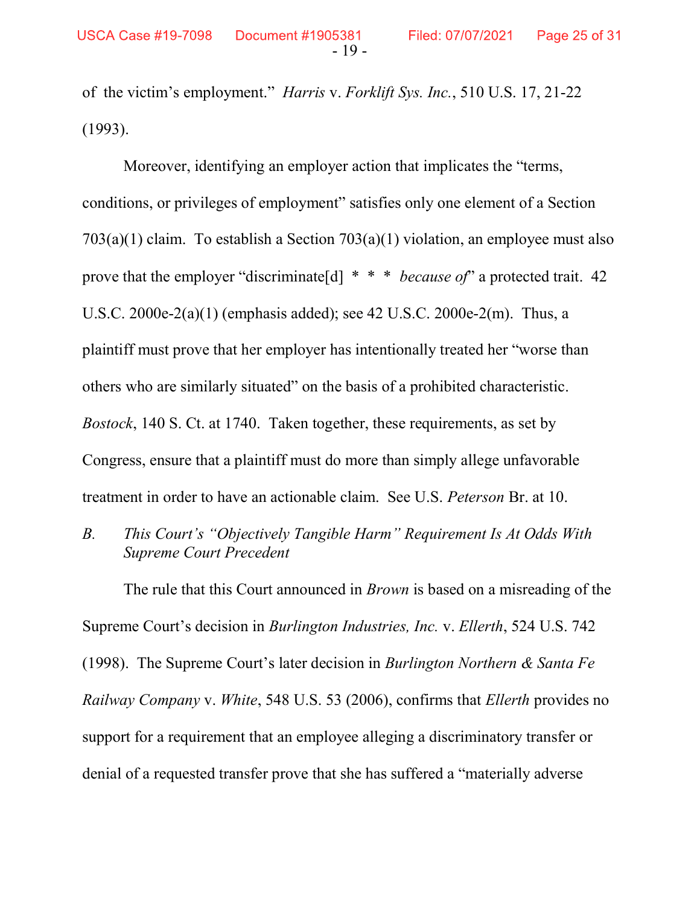of the victim's employment." *Harris* v. *Forklift Sys. Inc.*, 510 U.S. 17, 21-22 (1993).

Moreover, identifying an employer action that implicates the "terms, conditions, or privileges of employment" satisfies only one element of a Section 703(a)(1) claim. To establish a Section 703(a)(1) violation, an employee must also prove that the employer "discriminate[d] * * * *because of*" a protected trait. 42 U.S.C. 2000e-2(a)(1) (emphasis added); see 42 U.S.C. 2000e-2(m). Thus, a plaintiff must prove that her employer has intentionally treated her "worse than others who are similarly situated" on the basis of a prohibited characteristic. *Bostock*, 140 S. Ct. at 1740. Taken together, these requirements, as set by Congress, ensure that a plaintiff must do more than simply allege unfavorable treatment in order to have an actionable claim. See U.S. *Peterson* Br. at 10.

### *B. This Court's "Objectively Tangible Harm" Requirement Is At Odds With Supreme Court Precedent*

The rule that this Court announced in *Brown* is based on a misreading of the Supreme Court's decision in *Burlington Industries, Inc.* v. *Ellerth*, 524 U.S. 742 (1998). The Supreme Court's later decision in *Burlington Northern & Santa Fe Railway Company* v. *White*, 548 U.S. 53 (2006), confirms that *Ellerth* provides no support for a requirement that an employee alleging a discriminatory transfer or denial of a requested transfer prove that she has suffered a "materially adverse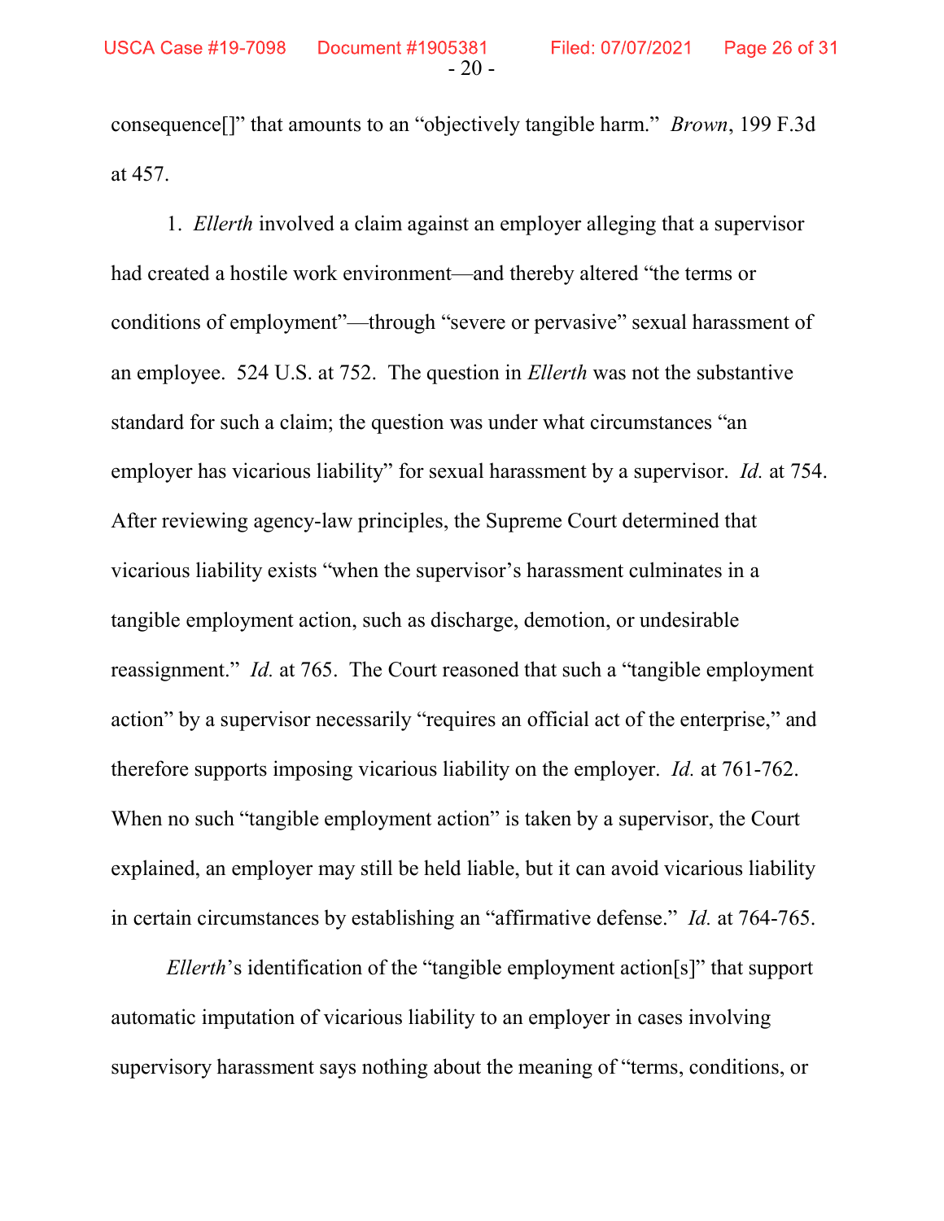consequence[]" that amounts to an "objectively tangible harm." *Brown*, 199 F.3d at 457.

1. *Ellerth* involved a claim against an employer alleging that a supervisor had created a hostile work environment—and thereby altered "the terms or conditions of employment"—through "severe or pervasive" sexual harassment of an employee. 524 U.S. at 752. The question in *Ellerth* was not the substantive standard for such a claim; the question was under what circumstances "an employer has vicarious liability" for sexual harassment by a supervisor. *Id.* at 754. After reviewing agency-law principles, the Supreme Court determined that vicarious liability exists "when the supervisor's harassment culminates in a tangible employment action, such as discharge, demotion, or undesirable reassignment." *Id.* at 765. The Court reasoned that such a "tangible employment action" by a supervisor necessarily "requires an official act of the enterprise," and therefore supports imposing vicarious liability on the employer. *Id.* at 761-762. When no such "tangible employment action" is taken by a supervisor, the Court explained, an employer may still be held liable, but it can avoid vicarious liability in certain circumstances by establishing an "affirmative defense." *Id.* at 764-765.

*Ellerth*'s identification of the "tangible employment action[s]" that support automatic imputation of vicarious liability to an employer in cases involving supervisory harassment says nothing about the meaning of "terms, conditions, or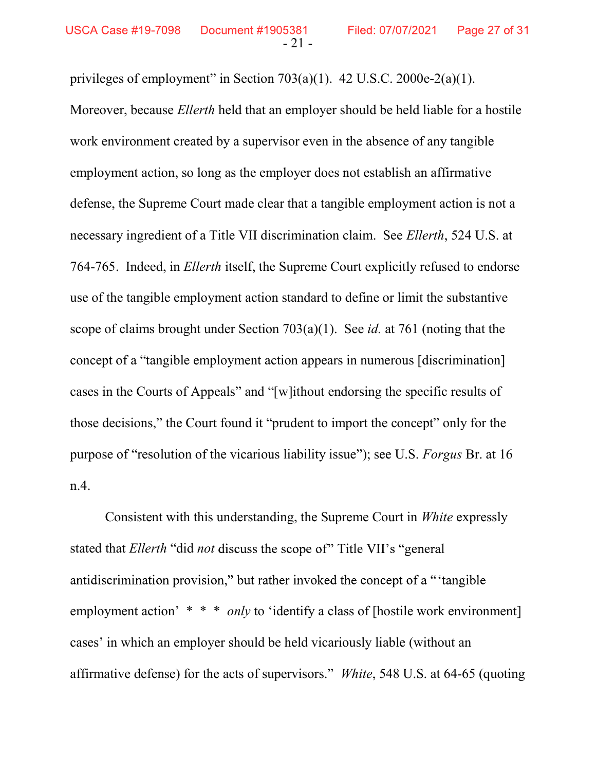privileges of employment" in Section 703(a)(1). 42 U.S.C. 2000e-2(a)(1). Moreover, because *Ellerth* held that an employer should be held liable for a hostile work environment created by a supervisor even in the absence of any tangible employment action, so long as the employer does not establish an affirmative defense, the Supreme Court made clear that a tangible employment action is not a necessary ingredient of a Title VII discrimination claim. See *Ellerth*, 524 U.S. at 764-765. Indeed, in *Ellerth* itself, the Supreme Court explicitly refused to endorse use of the tangible employment action standard to define or limit the substantive scope of claims brought under Section 703(a)(1). See *id.* at 761 (noting that the concept of a "tangible employment action appears in numerous [discrimination] cases in the Courts of Appeals" and "[w]ithout endorsing the specific results of those decisions," the Court found it "prudent to import the concept" only for the purpose of "resolution of the vicarious liability issue"); see U.S. *Forgus* Br. at 16 n.4.

Consistent with this understanding, the Supreme Court in *White* expressly stated that *Ellerth* "did *not* discuss the scope of" Title VII's "general antidiscrimination provision," but rather invoked the concept of a "'tangible employment action' * * * *only* to 'identify a class of [hostile work environment] cases' in which an employer should be held vicariously liable (without an affirmative defense) for the acts of supervisors." *White*, 548 U.S. at 64-65 (quoting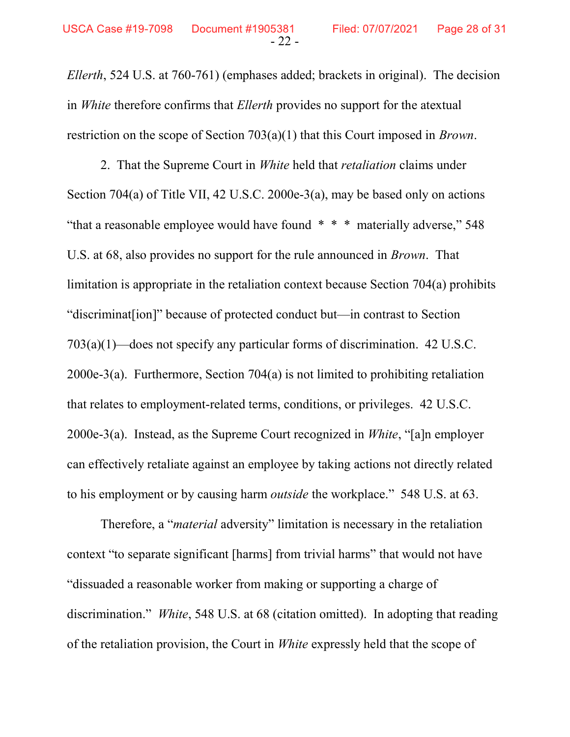*Ellerth*, 524 U.S. at 760-761) (emphases added; brackets in original). The decision in *White* therefore confirms that *Ellerth* provides no support for the atextual restriction on the scope of Section 703(a)(1) that this Court imposed in *Brown*.

2. That the Supreme Court in *White* held that *retaliation* claims under Section 704(a) of Title VII, 42 U.S.C. 2000e-3(a), may be based only on actions "that a reasonable employee would have found * * * materially adverse," 548 U.S. at 68, also provides no support for the rule announced in *Brown*. That limitation is appropriate in the retaliation context because Section 704(a) prohibits "discriminat[ion]" because of protected conduct but—in contrast to Section 703(a)(1)—does not specify any particular forms of discrimination. 42 U.S.C. 2000e-3(a). Furthermore, Section 704(a) is not limited to prohibiting retaliation that relates to employment-related terms, conditions, or privileges. 42 U.S.C. 2000e-3(a). Instead, as the Supreme Court recognized in *White*, "[a]n employer can effectively retaliate against an employee by taking actions not directly related to his employment or by causing harm *outside* the workplace." 548 U.S. at 63.

Therefore, a "*material* adversity" limitation is necessary in the retaliation context "to separate significant [harms] from trivial harms" that would not have "dissuaded a reasonable worker from making or supporting a charge of discrimination." *White*, 548 U.S. at 68 (citation omitted). In adopting that reading of the retaliation provision, the Court in *White* expressly held that the scope of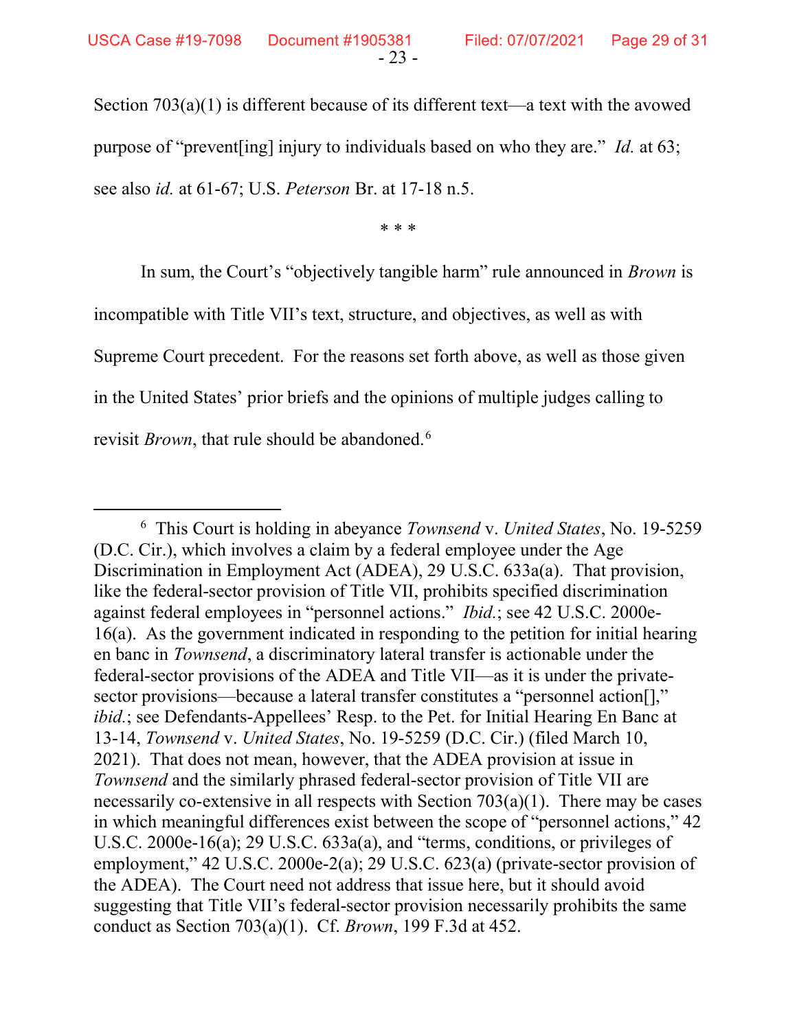Section 703(a)(1) is different because of its different text—a text with the avowed purpose of "prevent[ing] injury to individuals based on who they are." *Id.* at 63; see also *id.* at 61-67; U.S. *Peterson* Br. at 17-18 n.5.

\* \* \*

In sum, the Court's "objectively tangible harm" rule announced in *Brown* is incompatible with Title VII's text, structure, and objectives, as well as with Supreme Court precedent. For the reasons set forth above, as well as those given in the United States' prior briefs and the opinions of multiple judges calling to revisit *Brown*, that rule should be abandoned.[6]

---

[6] This Court is holding in abeyance *Townsend* v. *United States*, No. 19-5259 (D.C. Cir.), which involves a claim by a federal employee under the Age Discrimination in Employment Act (ADEA), 29 U.S.C. 633a(a). That provision, like the federal-sector provision of Title VII, prohibits specified discrimination against federal employees in "personnel actions." *Ibid.*; see 42 U.S.C. 2000e-16(a). As the government indicated in responding to the petition for initial hearing en banc in *Townsend*, a discriminatory lateral transfer is actionable under the federal-sector provisions of the ADEA and Title VII—as it is under the private-sector provisions—because a lateral transfer constitutes a "personnel action[]," *ibid.*; see Defendants-Appellees' Resp. to the Pet. for Initial Hearing En Banc at 13-14, *Townsend* v. *United States*, No. 19-5259 (D.C. Cir.) (filed March 10, 2021). That does not mean, however, that the ADEA provision at issue in *Townsend* and the similarly phrased federal-sector provision of Title VII are necessarily co-extensive in all respects with Section 703(a)(1). There may be cases in which meaningful differences exist between the scope of "personnel actions," 42 U.S.C. 2000e-16(a); 29 U.S.C. 633a(a), and "terms, conditions, or privileges of employment," 42 U.S.C. 2000e-2(a); 29 U.S.C. 623(a) (private-sector provision of the ADEA). The Court need not address that issue here, but it should avoid suggesting that Title VII's federal-sector provision necessarily prohibits the same conduct as Section 703(a)(1). Cf. *Brown*, 199 F.3d at 452.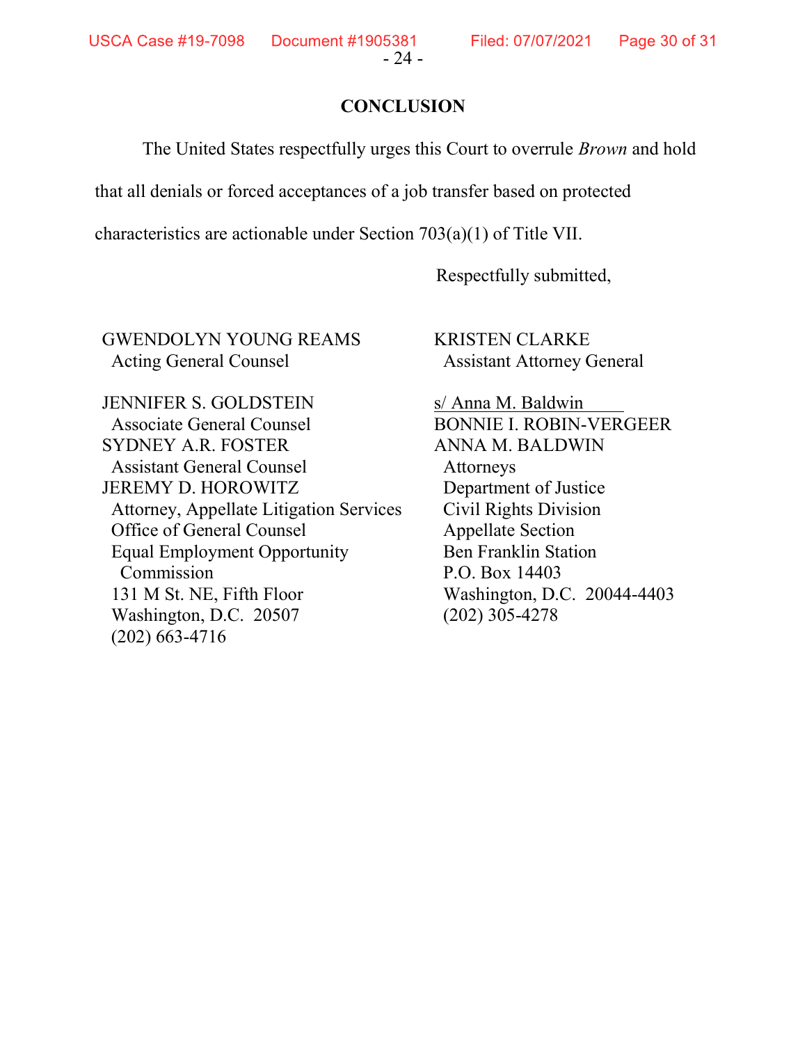## CONCLUSION

The United States respectfully urges this Court to overrule *Brown* and hold that all denials or forced acceptances of a job transfer based on protected characteristics are actionable under Section 703(a)(1) of Title VII.

Respectfully submitted,

GWENDOLYN YOUNG REAMS
Acting General Counsel

JENNIFER S. GOLDSTEIN
Associate General Counsel
SYDNEY A.R. FOSTER
Assistant General Counsel
JEREMY D. HOROWITZ
Attorney, Appellate Litigation Services
Office of General Counsel
Equal Employment Opportunity Commission
131 M St. NE, Fifth Floor
Washington, D.C. 20507
(202) 663-4716

KRISTEN CLARKE
Assistant Attorney General

s/ Anna M. Baldwin
BONNIE I. ROBIN-VERGEER
ANNA M. BALDWIN
Attorneys
Department of Justice
Civil Rights Division
Appellate Section
Ben Franklin Station
P.O. Box 14403
Washington, D.C. 20044-4403
(202) 305-4278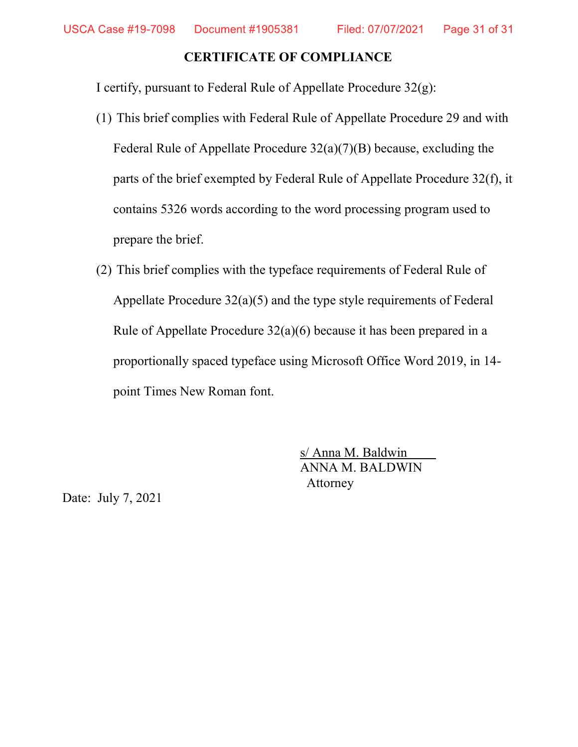## CERTIFICATE OF COMPLIANCE

I certify, pursuant to Federal Rule of Appellate Procedure 32(g):

(1) This brief complies with Federal Rule of Appellate Procedure 29 and with Federal Rule of Appellate Procedure 32(a)(7)(B) because, excluding the parts of the brief exempted by Federal Rule of Appellate Procedure 32(f), it contains 5326 words according to the word processing program used to prepare the brief.

(2) This brief complies with the typeface requirements of Federal Rule of Appellate Procedure 32(a)(5) and the type style requirements of Federal Rule of Appellate Procedure 32(a)(6) because it has been prepared in a proportionally spaced typeface using Microsoft Office Word 2019, in 14-point Times New Roman font.

s/ Anna M. Baldwin
ANNA M. BALDWIN
Attorney

Date: July 7, 2021